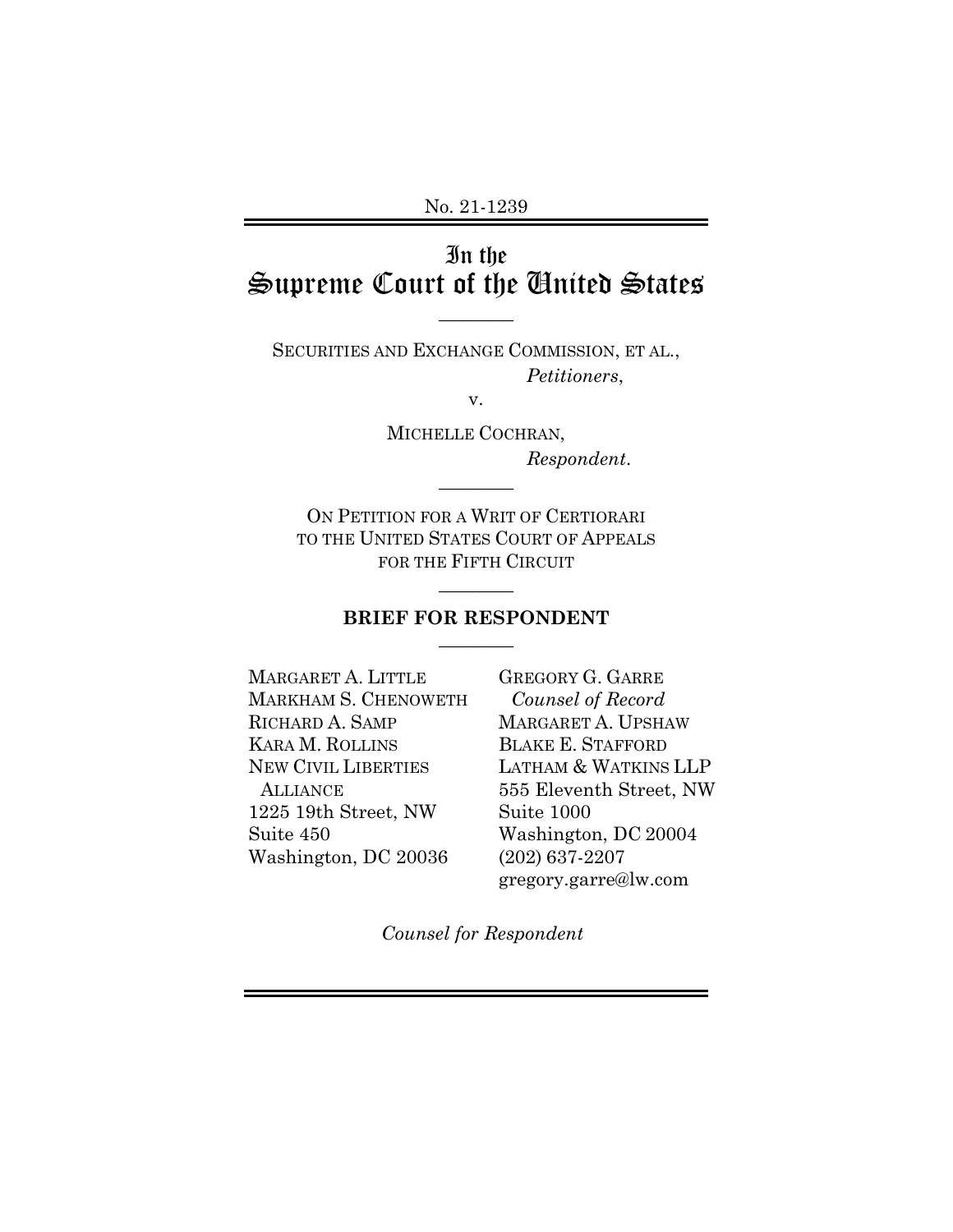No. 21-1239

# In the Supreme Court of the United States

---

SECURITIES AND EXCHANGE COMMISSION, ET AL.,
*Petitioners*,

v.

MICHELLE COCHRAN,
*Respondent*.

---

ON PETITION FOR A WRIT OF CERTIORARI TO THE UNITED STATES COURT OF APPEALS FOR THE FIFTH CIRCUIT

---

**BRIEF FOR RESPONDENT**

---

MARGARET A. LITTLE
MARKHAM S. CHENOWETH
RICHARD A. SAMP
KARA M. ROLLINS
NEW CIVIL LIBERTIES ALLIANCE
1225 19th Street, NW
Suite 450
Washington, DC 20036

GREGORY G. GARRE
*Counsel of Record*
MARGARET A. UPSHAW
BLAKE E. STAFFORD
LATHAM & WATKINS LLP
555 Eleventh Street, NW
Suite 1000
Washington, DC 20004
(202) 637-2207
gregory.garre@lw.com

*Counsel for Respondent*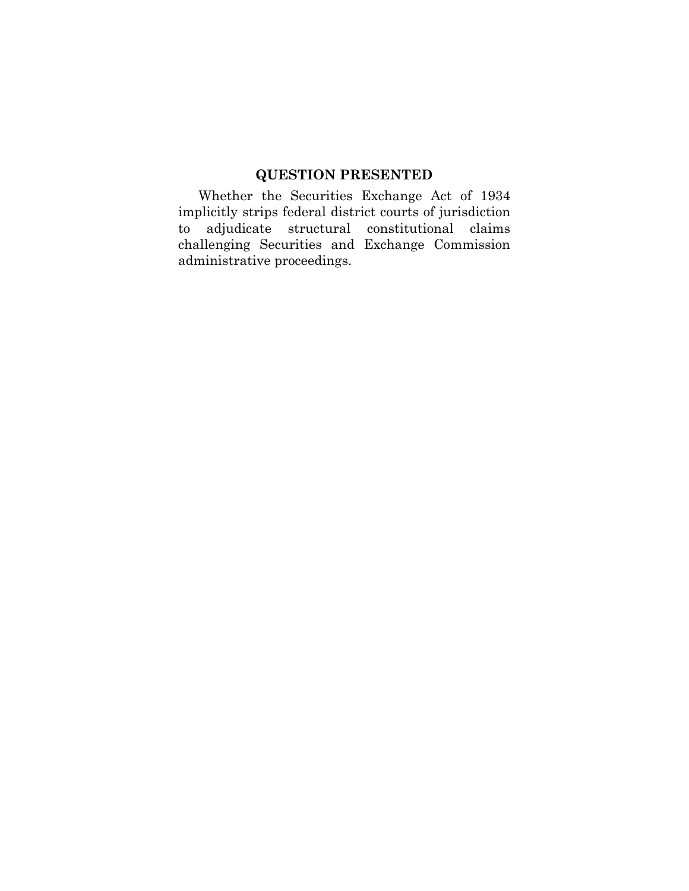## QUESTION PRESENTED

Whether the Securities Exchange Act of 1934 implicitly strips federal district courts of jurisdiction to adjudicate structural constitutional claims challenging Securities and Exchange Commission administrative proceedings.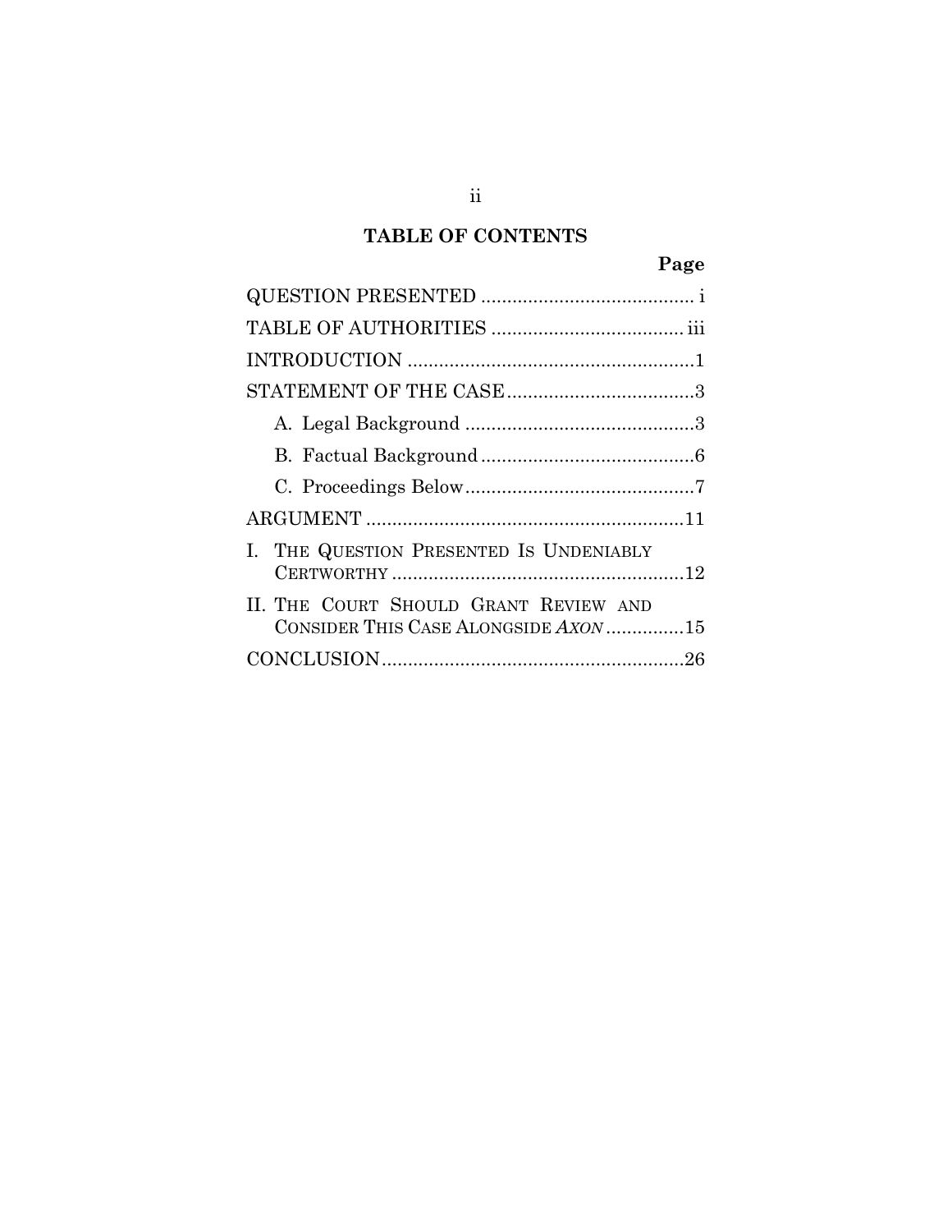## TABLE OF CONTENTS

| | Page |
|---|---|
| QUESTION PRESENTED | i |
| TABLE OF AUTHORITIES | iii |
| INTRODUCTION | 1 |
| STATEMENT OF THE CASE | 3 |
| A. Legal Background | 3 |
| B. Factual Background | 6 |
| C. Proceedings Below | 7 |
| ARGUMENT | 11 |
| I. THE QUESTION PRESENTED IS UNDENIABLY CERTWORTHY | 12 |
| II. THE COURT SHOULD GRANT REVIEW AND CONSIDER THIS CASE ALONGSIDE *AXON* | 15 |
| CONCLUSION | 26 |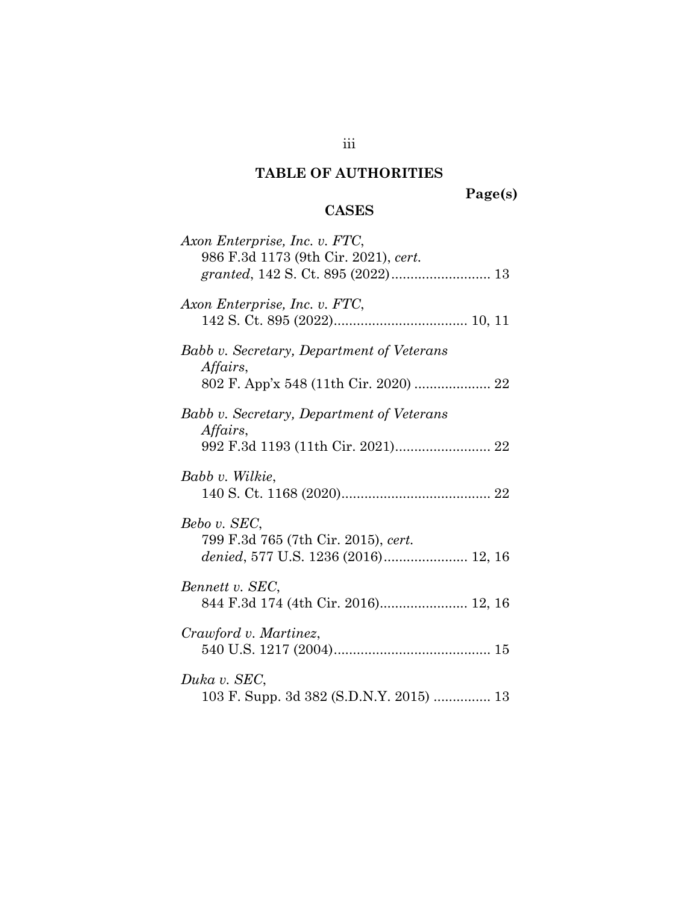## TABLE OF AUTHORITIES

**Page(s)**

### CASES

*Axon Enterprise, Inc. v. FTC*,
986 F.3d 1173 (9th Cir. 2021), *cert. granted*, 142 S. Ct. 895 (2022).......................... 13

*Axon Enterprise, Inc. v. FTC*,
142 S. Ct. 895 (2022)................................... 10, 11

*Babb v. Secretary, Department of Veterans Affairs*,
802 F. App'x 548 (11th Cir. 2020) .................... 22

*Babb v. Secretary, Department of Veterans Affairs*,
992 F.3d 1193 (11th Cir. 2021)......................... 22

*Babb v. Wilkie*,
140 S. Ct. 1168 (2020)....................................... 22

*Bebo v. SEC*,
799 F.3d 765 (7th Cir. 2015), *cert. denied*, 577 U.S. 1236 (2016)...................... 12, 16

*Bennett v. SEC*,
844 F.3d 174 (4th Cir. 2016)....................... 12, 16

*Crawford v. Martinez*,
540 U.S. 1217 (2004)......................................... 15

*Duka v. SEC*,
103 F. Supp. 3d 382 (S.D.N.Y. 2015) ............... 13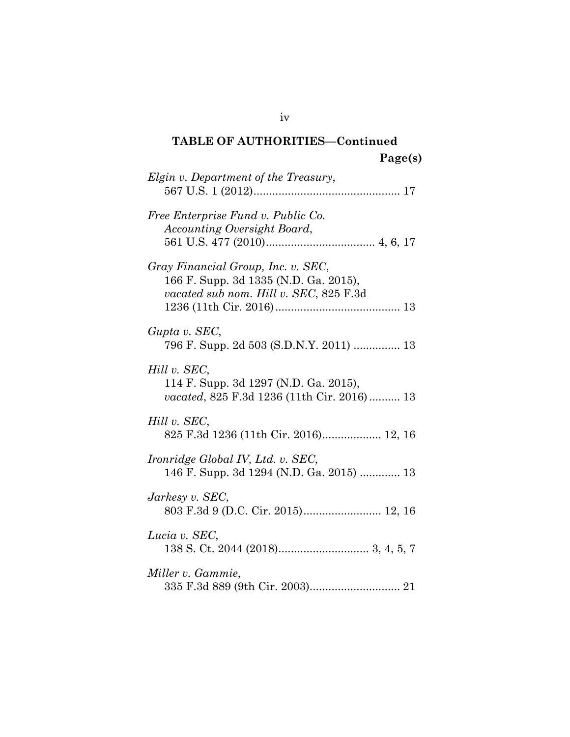## TABLE OF AUTHORITIES—Continued

**Page(s)**

*Elgin v. Department of the Treasury*,
567 U.S. 1 (2012)............................................... 17

*Free Enterprise Fund v. Public Co. Accounting Oversight Board*,
561 U.S. 477 (2010)................................... 4, 6, 17

*Gray Financial Group, Inc. v. SEC*,
166 F. Supp. 3d 1335 (N.D. Ga. 2015), *vacated sub nom. Hill v. SEC*, 825 F.3d 1236 (11th Cir. 2016)........................................ 13

*Gupta v. SEC*,
796 F. Supp. 2d 503 (S.D.N.Y. 2011) ............... 13

*Hill v. SEC*,
114 F. Supp. 3d 1297 (N.D. Ga. 2015), *vacated*, 825 F.3d 1236 (11th Cir. 2016).......... 13

*Hill v. SEC*,
825 F.3d 1236 (11th Cir. 2016)................... 12, 16

*Ironridge Global IV, Ltd. v. SEC*,
146 F. Supp. 3d 1294 (N.D. Ga. 2015) ............. 13

*Jarkesy v. SEC*,
803 F.3d 9 (D.C. Cir. 2015)......................... 12, 16

*Lucia v. SEC*,
138 S. Ct. 2044 (2018)............................. 3, 4, 5, 7

*Miller v. Gammie*,
335 F.3d 889 (9th Cir. 2003)............................. 21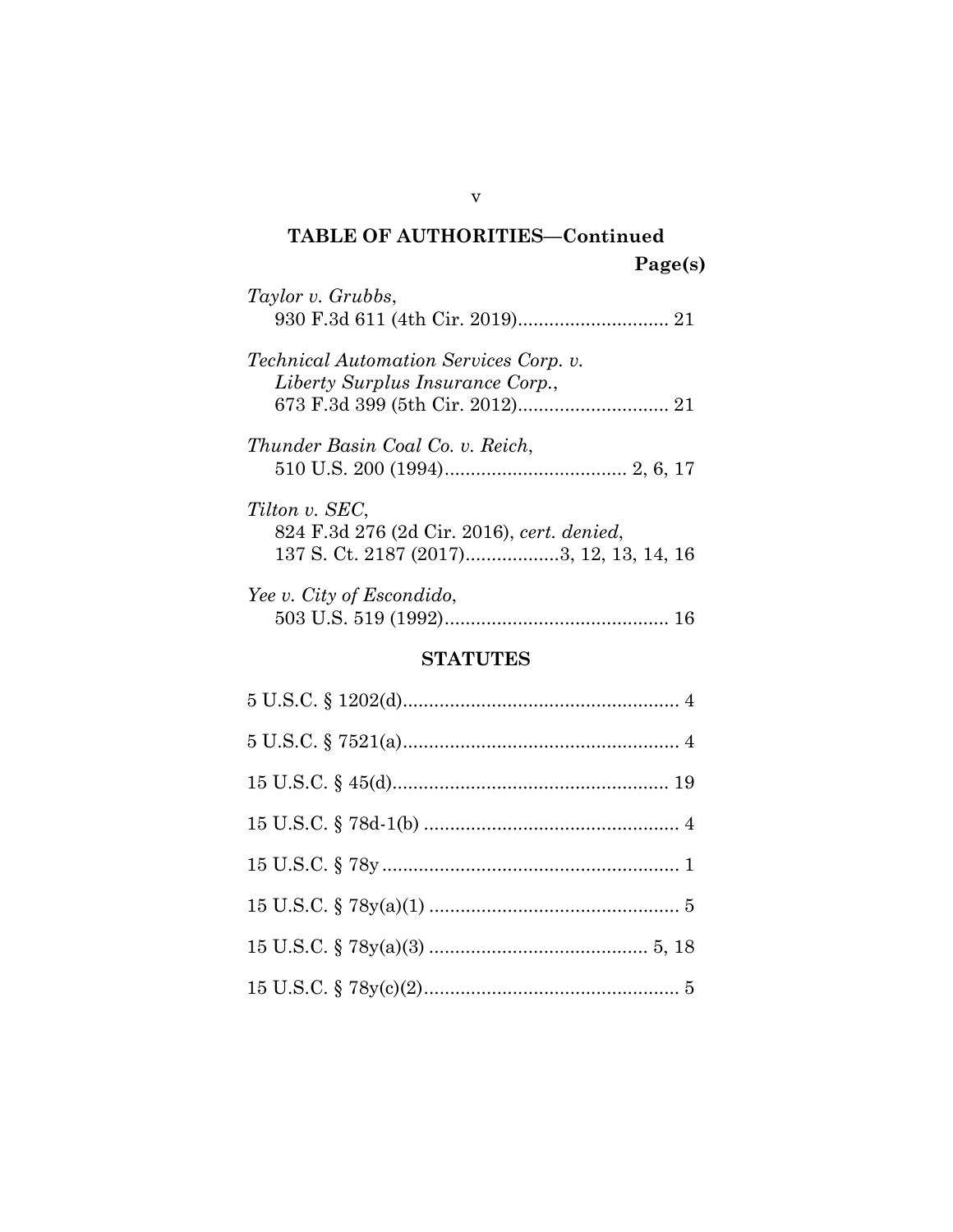## TABLE OF AUTHORITIES—Continued

Page(s)

*Taylor v. Grubbs*,
930 F.3d 611 (4th Cir. 2019)............................. 21

*Technical Automation Services Corp. v. Liberty Surplus Insurance Corp.*,
673 F.3d 399 (5th Cir. 2012)............................. 21

*Thunder Basin Coal Co. v. Reich*,
510 U.S. 200 (1994)................................... 2, 6, 17

*Tilton v. SEC*,
824 F.3d 276 (2d Cir. 2016), *cert. denied*,
137 S. Ct. 2187 (2017)..................3, 12, 13, 14, 16

*Yee v. City of Escondido*,
503 U.S. 519 (1992)........................................... 16

## STATUTES

5 U.S.C. § 1202(d)..................................................... 4

5 U.S.C. § 7521(a)..................................................... 4

15 U.S.C. § 45(d)..................................................... 19

15 U.S.C. § 78d-1(b) ................................................. 4

15 U.S.C. § 78y ......................................................... 1

15 U.S.C. § 78y(a)(1) ................................................ 5

15 U.S.C. § 78y(a)(3) .......................................... 5, 18

15 U.S.C. § 78y(c)(2)................................................. 5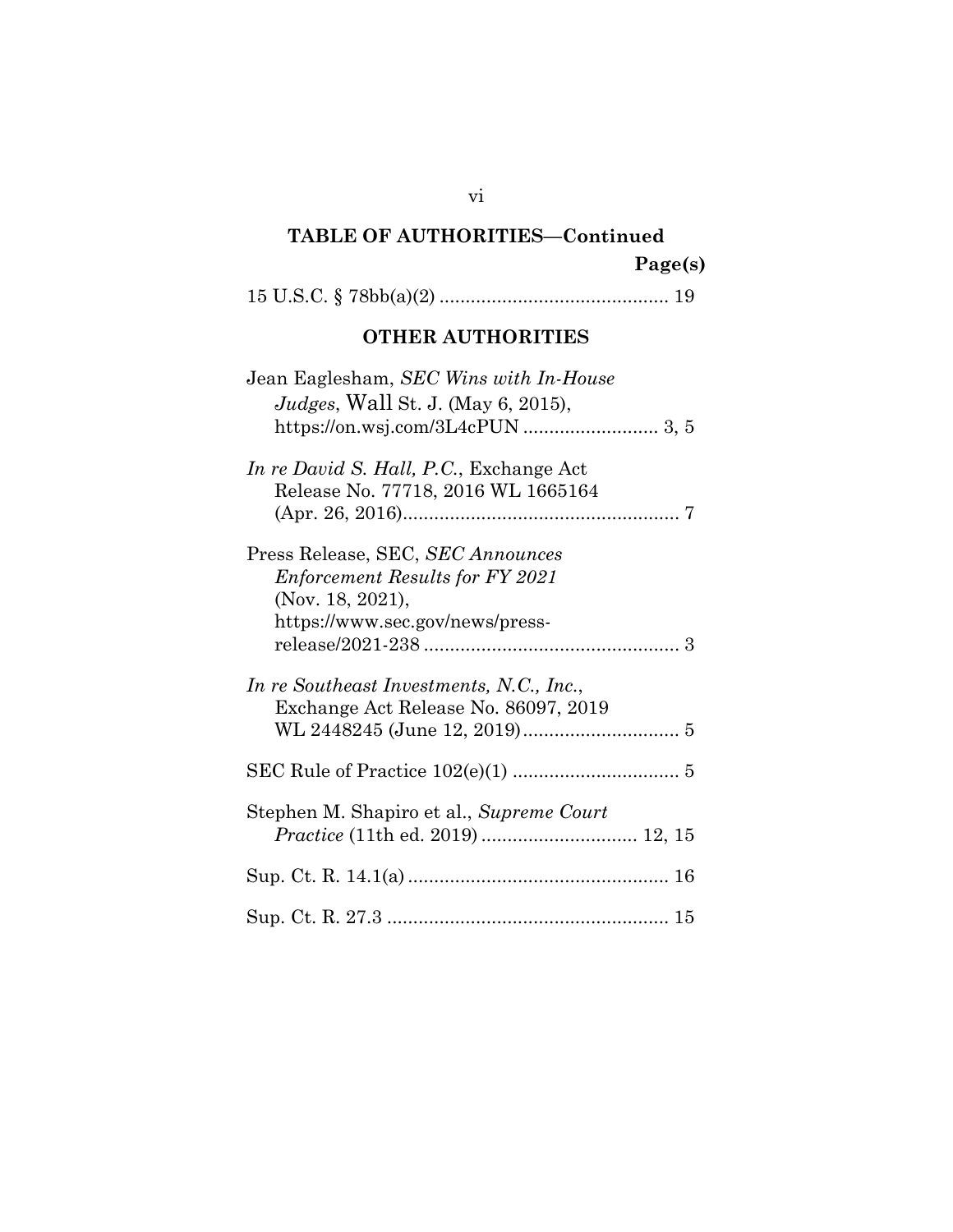## TABLE OF AUTHORITIES—Continued

Page(s)

15 U.S.C. § 78bb(a)(2) ............................................ 19

### OTHER AUTHORITIES

Jean Eaglesham, *SEC Wins with In-House Judges*, Wall St. J. (May 6, 2015), https://on.wsj.com/3L4cPUN .......................... 3, 5

*In re David S. Hall, P.C.*, Exchange Act Release No. 77718, 2016 WL 1665164 (Apr. 26, 2016)...................................................... 7

Press Release, SEC, *SEC Announces Enforcement Results for FY 2021* (Nov. 18, 2021), https://www.sec.gov/news/press-release/2021-238 ................................................. 3

*In re Southeast Investments, N.C., Inc.*, Exchange Act Release No. 86097, 2019 WL 2448245 (June 12, 2019).............................. 5

SEC Rule of Practice 102(e)(1) ................................ 5

Stephen M. Shapiro et al., *Supreme Court Practice* (11th ed. 2019) .............................. 12, 15

Sup. Ct. R. 14.1(a) .................................................. 16

Sup. Ct. R. 27.3 ...................................................... 15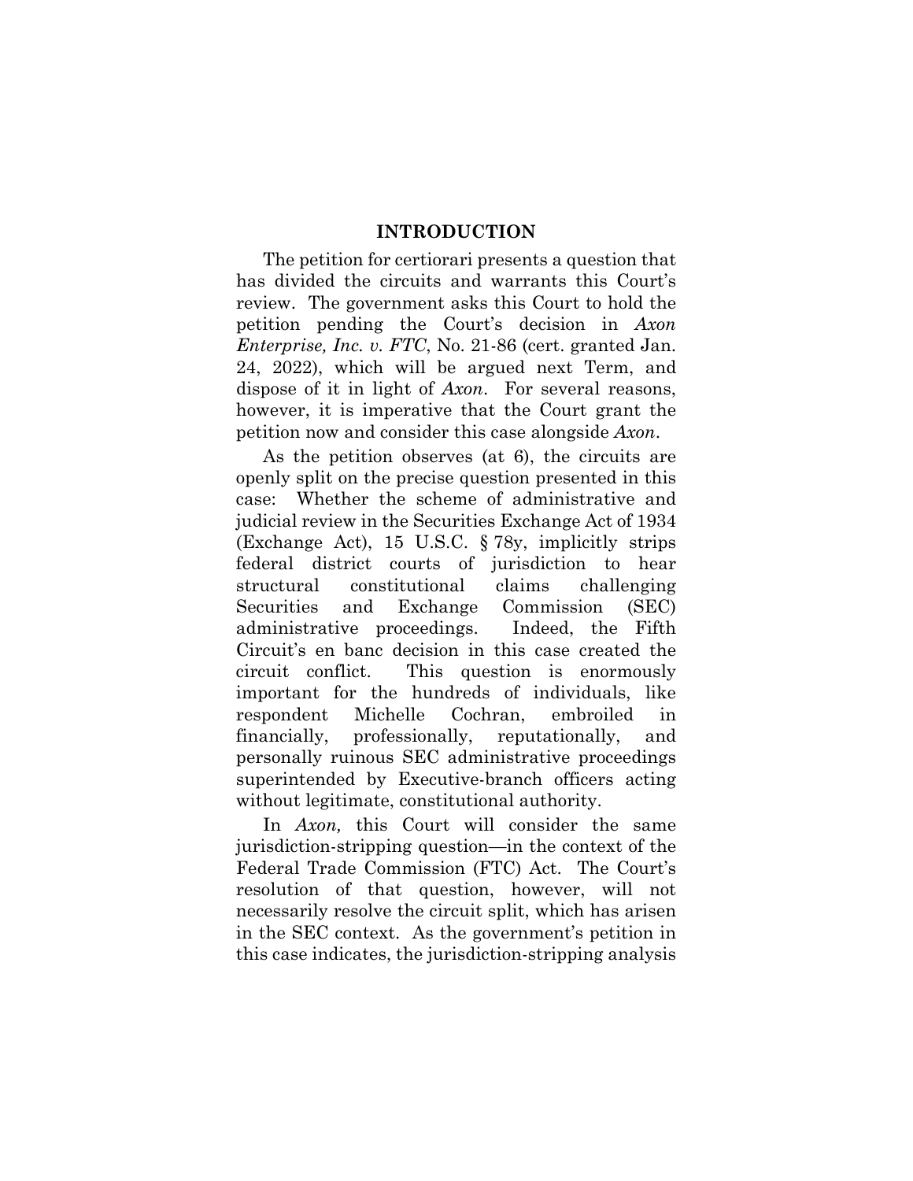## INTRODUCTION

The petition for certiorari presents a question that has divided the circuits and warrants this Court's review. The government asks this Court to hold the petition pending the Court's decision in *Axon Enterprise, Inc. v. FTC*, No. 21-86 (cert. granted Jan. 24, 2022), which will be argued next Term, and dispose of it in light of *Axon*. For several reasons, however, it is imperative that the Court grant the petition now and consider this case alongside *Axon*.

As the petition observes (at 6), the circuits are openly split on the precise question presented in this case: Whether the scheme of administrative and judicial review in the Securities Exchange Act of 1934 (Exchange Act), 15 U.S.C. § 78y, implicitly strips federal district courts of jurisdiction to hear structural constitutional claims challenging Securities and Exchange Commission (SEC) administrative proceedings. Indeed, the Fifth Circuit's en banc decision in this case created the circuit conflict. This question is enormously important for the hundreds of individuals, like respondent Michelle Cochran, embroiled in financially, professionally, reputationally, and personally ruinous SEC administrative proceedings superintended by Executive-branch officers acting without legitimate, constitutional authority.

In *Axon,* this Court will consider the same jurisdiction-stripping question—in the context of the Federal Trade Commission (FTC) Act. The Court's resolution of that question, however, will not necessarily resolve the circuit split, which has arisen in the SEC context. As the government's petition in this case indicates, the jurisdiction-stripping analysis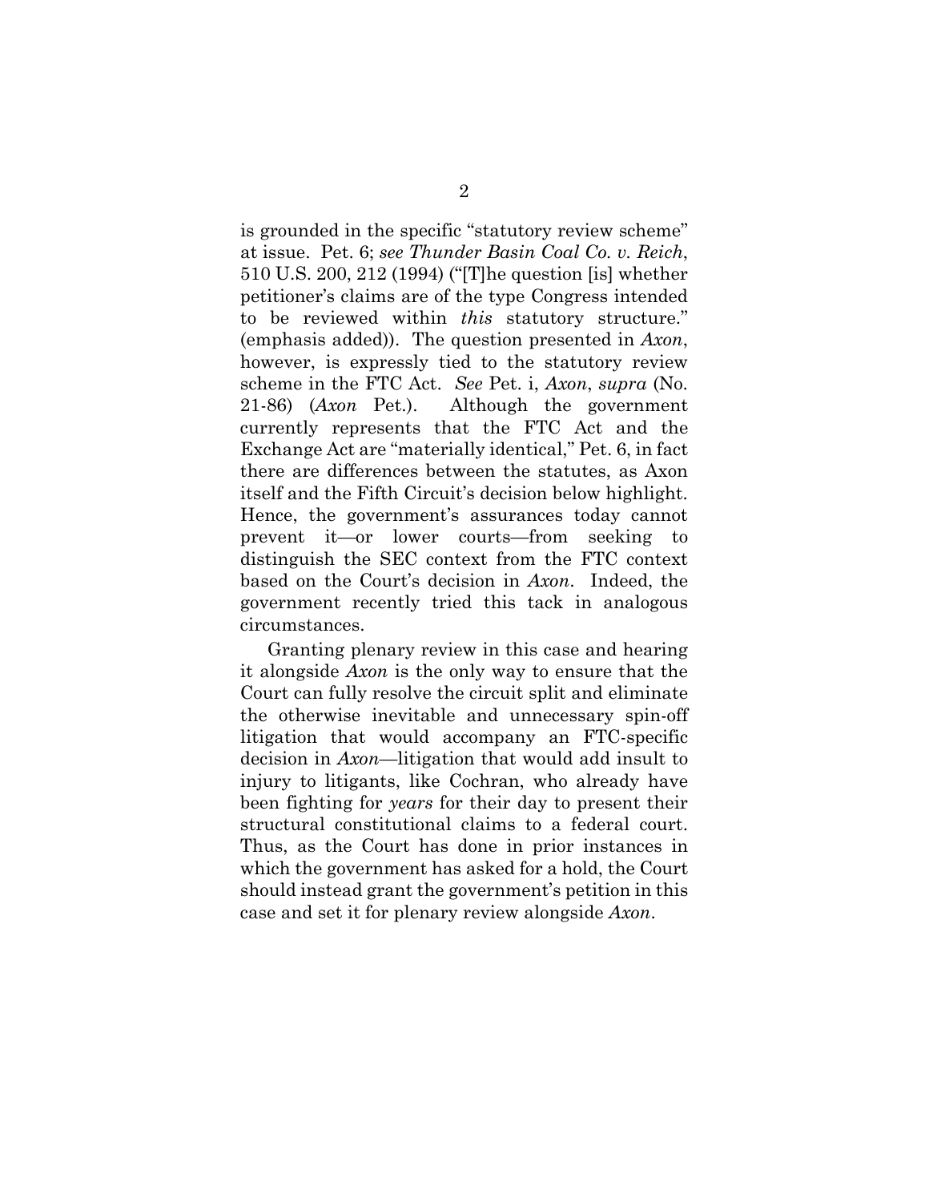is grounded in the specific "statutory review scheme" at issue. Pet. 6; *see Thunder Basin Coal Co. v. Reich*, 510 U.S. 200, 212 (1994) ("[T]he question [is] whether petitioner's claims are of the type Congress intended to be reviewed within *this* statutory structure." (emphasis added)). The question presented in *Axon*, however, is expressly tied to the statutory review scheme in the FTC Act. *See* Pet. i, *Axon*, *supra* (No. 21-86) (*Axon* Pet.). Although the government currently represents that the FTC Act and the Exchange Act are "materially identical," Pet. 6, in fact there are differences between the statutes, as Axon itself and the Fifth Circuit's decision below highlight. Hence, the government's assurances today cannot prevent it—or lower courts—from seeking to distinguish the SEC context from the FTC context based on the Court's decision in *Axon*. Indeed, the government recently tried this tack in analogous circumstances.

Granting plenary review in this case and hearing it alongside *Axon* is the only way to ensure that the Court can fully resolve the circuit split and eliminate the otherwise inevitable and unnecessary spin-off litigation that would accompany an FTC-specific decision in *Axon*—litigation that would add insult to injury to litigants, like Cochran, who already have been fighting for *years* for their day to present their structural constitutional claims to a federal court. Thus, as the Court has done in prior instances in which the government has asked for a hold, the Court should instead grant the government's petition in this case and set it for plenary review alongside *Axon*.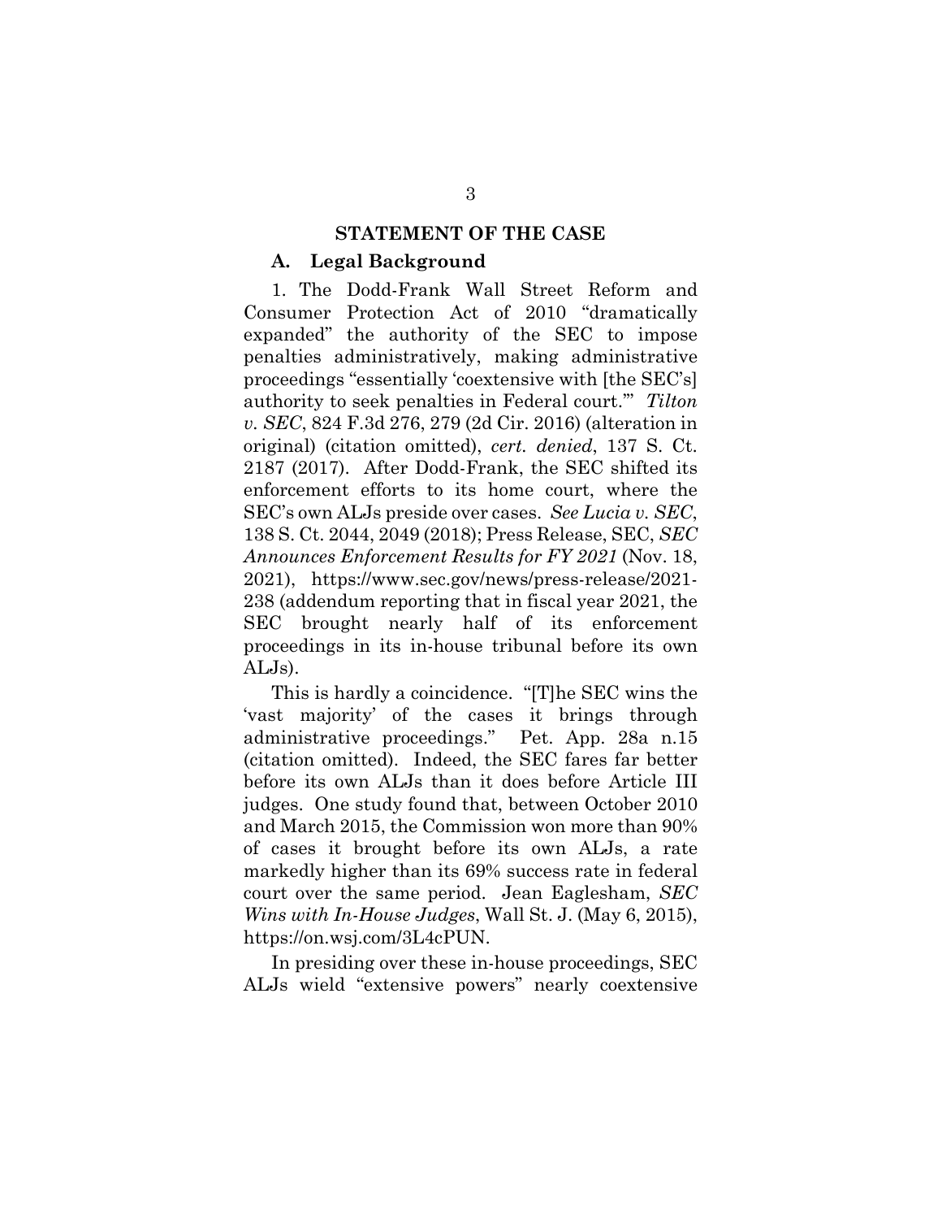## STATEMENT OF THE CASE

### A. Legal Background

1. The Dodd-Frank Wall Street Reform and Consumer Protection Act of 2010 "dramatically expanded" the authority of the SEC to impose penalties administratively, making administrative proceedings "essentially 'coextensive with [the SEC's] authority to seek penalties in Federal court.'" *Tilton v. SEC*, 824 F.3d 276, 279 (2d Cir. 2016) (alteration in original) (citation omitted), *cert. denied*, 137 S. Ct. 2187 (2017). After Dodd-Frank, the SEC shifted its enforcement efforts to its home court, where the SEC's own ALJs preside over cases. *See Lucia v. SEC*, 138 S. Ct. 2044, 2049 (2018); Press Release, SEC, *SEC Announces Enforcement Results for FY 2021* (Nov. 18, 2021), https://www.sec.gov/news/press-release/2021-238 (addendum reporting that in fiscal year 2021, the SEC brought nearly half of its enforcement proceedings in its in-house tribunal before its own ALJs).

This is hardly a coincidence. "[T]he SEC wins the 'vast majority' of the cases it brings through administrative proceedings." Pet. App. 28a n.15 (citation omitted). Indeed, the SEC fares far better before its own ALJs than it does before Article III judges. One study found that, between October 2010 and March 2015, the Commission won more than 90% of cases it brought before its own ALJs, a rate markedly higher than its 69% success rate in federal court over the same period. Jean Eaglesham, *SEC Wins with In-House Judges*, Wall St. J. (May 6, 2015), https://on.wsj.com/3L4cPUN.

In presiding over these in-house proceedings, SEC ALJs wield "extensive powers" nearly coextensive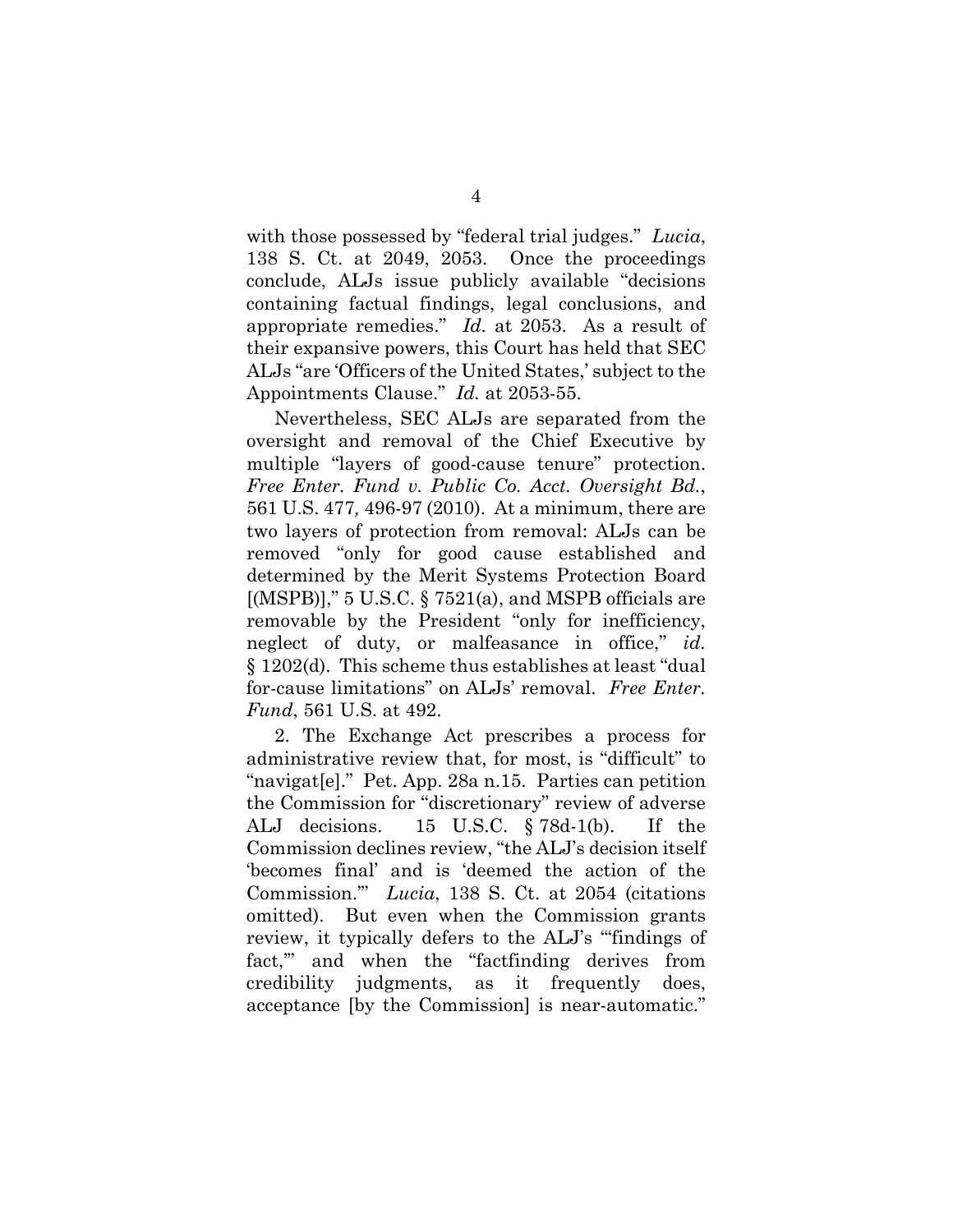with those possessed by "federal trial judges." *Lucia*, 138 S. Ct. at 2049, 2053. Once the proceedings conclude, ALJs issue publicly available "decisions containing factual findings, legal conclusions, and appropriate remedies." *Id.* at 2053. As a result of their expansive powers, this Court has held that SEC ALJs "are 'Officers of the United States,' subject to the Appointments Clause." *Id.* at 2053-55.

Nevertheless, SEC ALJs are separated from the oversight and removal of the Chief Executive by multiple "layers of good-cause tenure" protection. *Free Enter. Fund v. Public Co. Acct. Oversight Bd.*, 561 U.S. 477, 496-97 (2010). At a minimum, there are two layers of protection from removal: ALJs can be removed "only for good cause established and determined by the Merit Systems Protection Board [(MSPB)]," 5 U.S.C. § 7521(a), and MSPB officials are removable by the President "only for inefficiency, neglect of duty, or malfeasance in office," *id.* § 1202(d). This scheme thus establishes at least "dual for-cause limitations" on ALJs' removal. *Free Enter. Fund*, 561 U.S. at 492.

2. The Exchange Act prescribes a process for administrative review that, for most, is "difficult" to "navigat[e]." Pet. App. 28a n.15. Parties can petition the Commission for "discretionary" review of adverse ALJ decisions. 15 U.S.C. § 78d-1(b). If the Commission declines review, "the ALJ's decision itself 'becomes final' and is 'deemed the action of the Commission.'" *Lucia*, 138 S. Ct. at 2054 (citations omitted). But even when the Commission grants review, it typically defers to the ALJ's "'findings of fact,'" and when the "factfinding derives from credibility judgments, as it frequently does, acceptance [by the Commission] is near-automatic."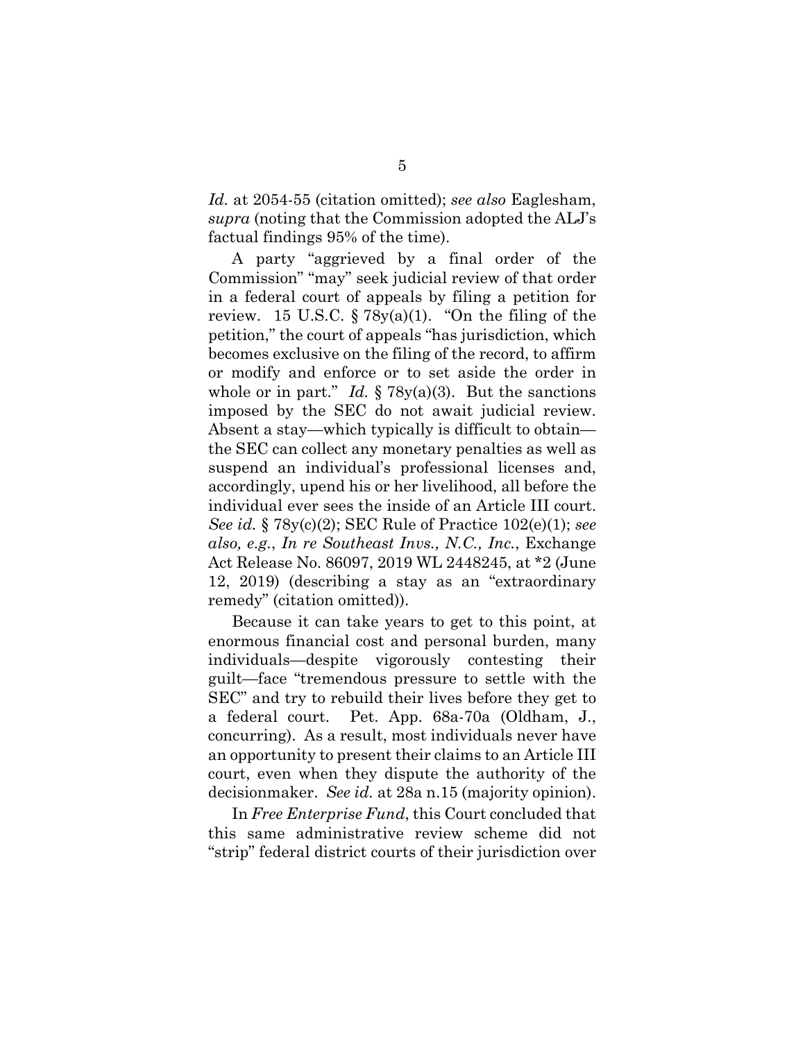*Id.* at 2054-55 (citation omitted); *see also* Eaglesham, *supra* (noting that the Commission adopted the ALJ's factual findings 95% of the time).

A party "aggrieved by a final order of the Commission" "may" seek judicial review of that order in a federal court of appeals by filing a petition for review. 15 U.S.C. § 78y(a)(1). "On the filing of the petition," the court of appeals "has jurisdiction, which becomes exclusive on the filing of the record, to affirm or modify and enforce or to set aside the order in whole or in part." *Id.* § 78y(a)(3). But the sanctions imposed by the SEC do not await judicial review. Absent a stay—which typically is difficult to obtain—the SEC can collect any monetary penalties as well as suspend an individual's professional licenses and, accordingly, upend his or her livelihood, all before the individual ever sees the inside of an Article III court. *See id.* § 78y(c)(2); SEC Rule of Practice 102(e)(1); *see also, e.g.*, *In re Southeast Invs., N.C., Inc.*, Exchange Act Release No. 86097, 2019 WL 2448245, at *2 (June 12, 2019) (describing a stay as an "extraordinary remedy" (citation omitted)).

Because it can take years to get to this point, at enormous financial cost and personal burden, many individuals—despite vigorously contesting their guilt—face "tremendous pressure to settle with the SEC" and try to rebuild their lives before they get to a federal court. Pet. App. 68a-70a (Oldham, J., concurring). As a result, most individuals never have an opportunity to present their claims to an Article III court, even when they dispute the authority of the decisionmaker. *See id.* at 28a n.15 (majority opinion).

In *Free Enterprise Fund*, this Court concluded that this same administrative review scheme did not "strip" federal district courts of their jurisdiction over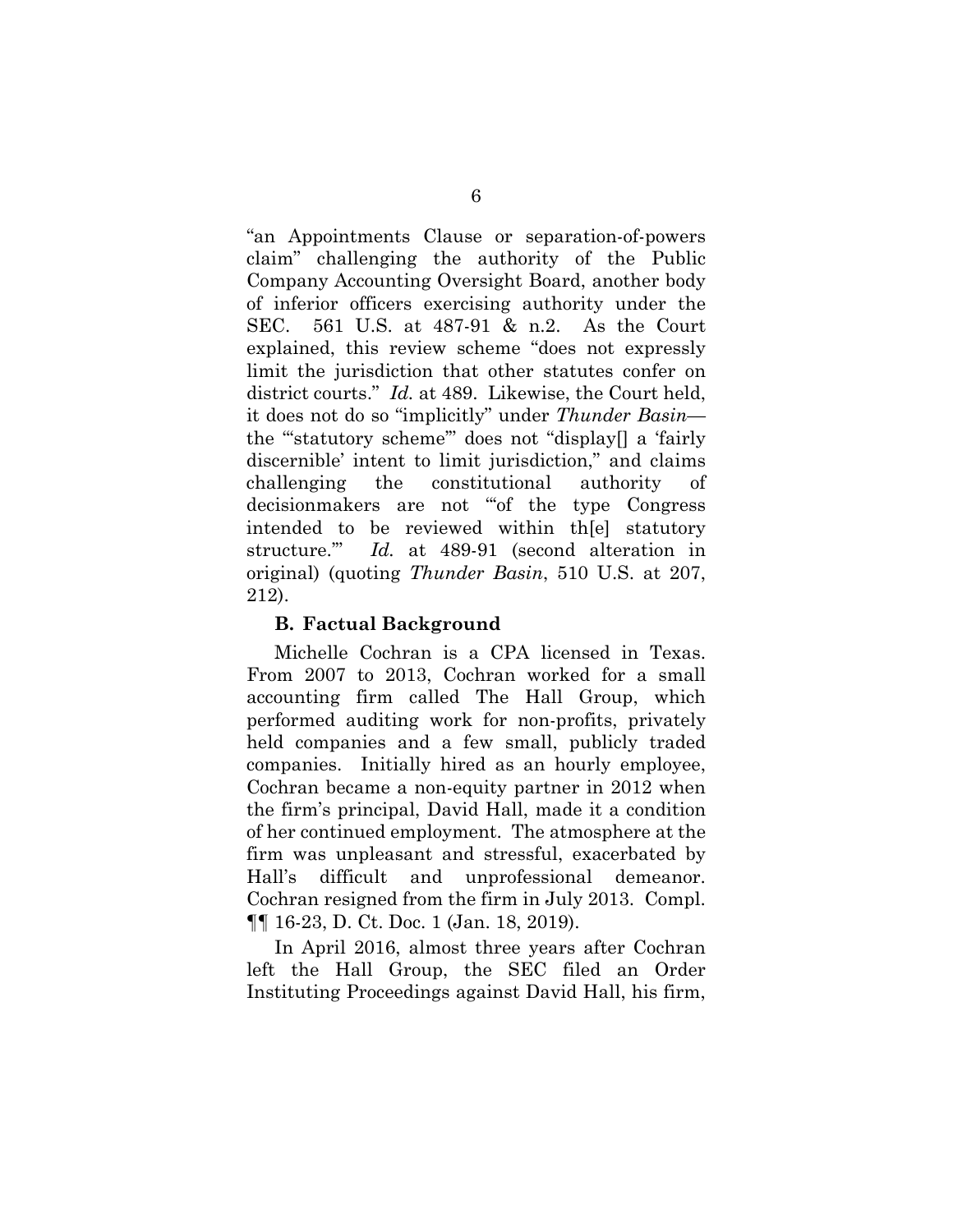"an Appointments Clause or separation-of-powers claim" challenging the authority of the Public Company Accounting Oversight Board, another body of inferior officers exercising authority under the SEC. 561 U.S. at 487-91 & n.2. As the Court explained, this review scheme "does not expressly limit the jurisdiction that other statutes confer on district courts." *Id.* at 489. Likewise, the Court held, it does not do so "implicitly" under *Thunder Basin*—the "'statutory scheme'" does not "display[] a 'fairly discernible' intent to limit jurisdiction," and claims challenging the constitutional authority of decisionmakers are not "'of the type Congress intended to be reviewed within th[e] statutory structure.'" *Id.* at 489-91 (second alteration in original) (quoting *Thunder Basin*, 510 U.S. at 207, 212).

### B. Factual Background

Michelle Cochran is a CPA licensed in Texas. From 2007 to 2013, Cochran worked for a small accounting firm called The Hall Group, which performed auditing work for non-profits, privately held companies and a few small, publicly traded companies. Initially hired as an hourly employee, Cochran became a non-equity partner in 2012 when the firm's principal, David Hall, made it a condition of her continued employment. The atmosphere at the firm was unpleasant and stressful, exacerbated by Hall's difficult and unprofessional demeanor. Cochran resigned from the firm in July 2013. Compl. ¶¶ 16-23, D. Ct. Doc. 1 (Jan. 18, 2019).

In April 2016, almost three years after Cochran left the Hall Group, the SEC filed an Order Instituting Proceedings against David Hall, his firm,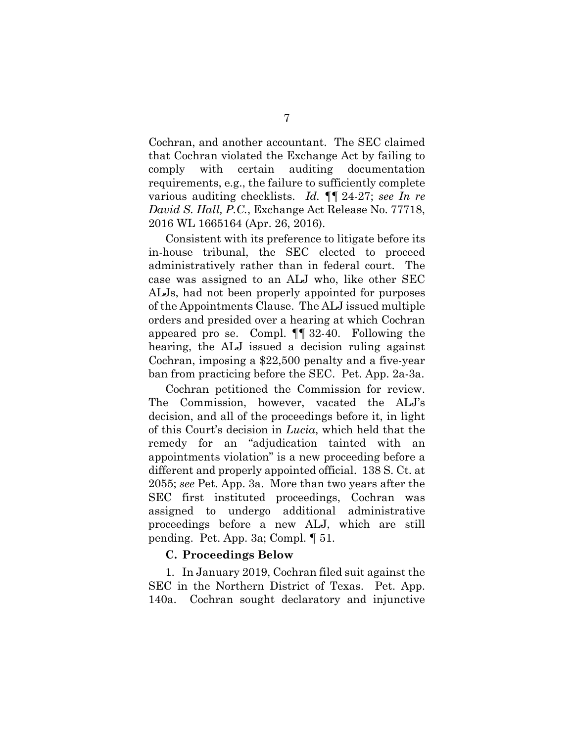Cochran, and another accountant. The SEC claimed that Cochran violated the Exchange Act by failing to comply with certain auditing documentation requirements, e.g., the failure to sufficiently complete various auditing checklists. *Id.* ¶¶ 24-27; *see In re David S. Hall, P.C.*, Exchange Act Release No. 77718, 2016 WL 1665164 (Apr. 26, 2016).

Consistent with its preference to litigate before its in-house tribunal, the SEC elected to proceed administratively rather than in federal court. The case was assigned to an ALJ who, like other SEC ALJs, had not been properly appointed for purposes of the Appointments Clause. The ALJ issued multiple orders and presided over a hearing at which Cochran appeared pro se. Compl. ¶¶ 32-40. Following the hearing, the ALJ issued a decision ruling against Cochran, imposing a $22,500 penalty and a five-year ban from practicing before the SEC. Pet. App. 2a-3a.

Cochran petitioned the Commission for review. The Commission, however, vacated the ALJ's decision, and all of the proceedings before it, in light of this Court's decision in *Lucia*, which held that the remedy for an "adjudication tainted with an appointments violation" is a new proceeding before a different and properly appointed official. 138 S. Ct. at 2055; *see* Pet. App. 3a. More than two years after the SEC first instituted proceedings, Cochran was assigned to undergo additional administrative proceedings before a new ALJ, which are still pending. Pet. App. 3a; Compl. ¶ 51.

### C. Proceedings Below

1. In January 2019, Cochran filed suit against the SEC in the Northern District of Texas. Pet. App. 140a. Cochran sought declaratory and injunctive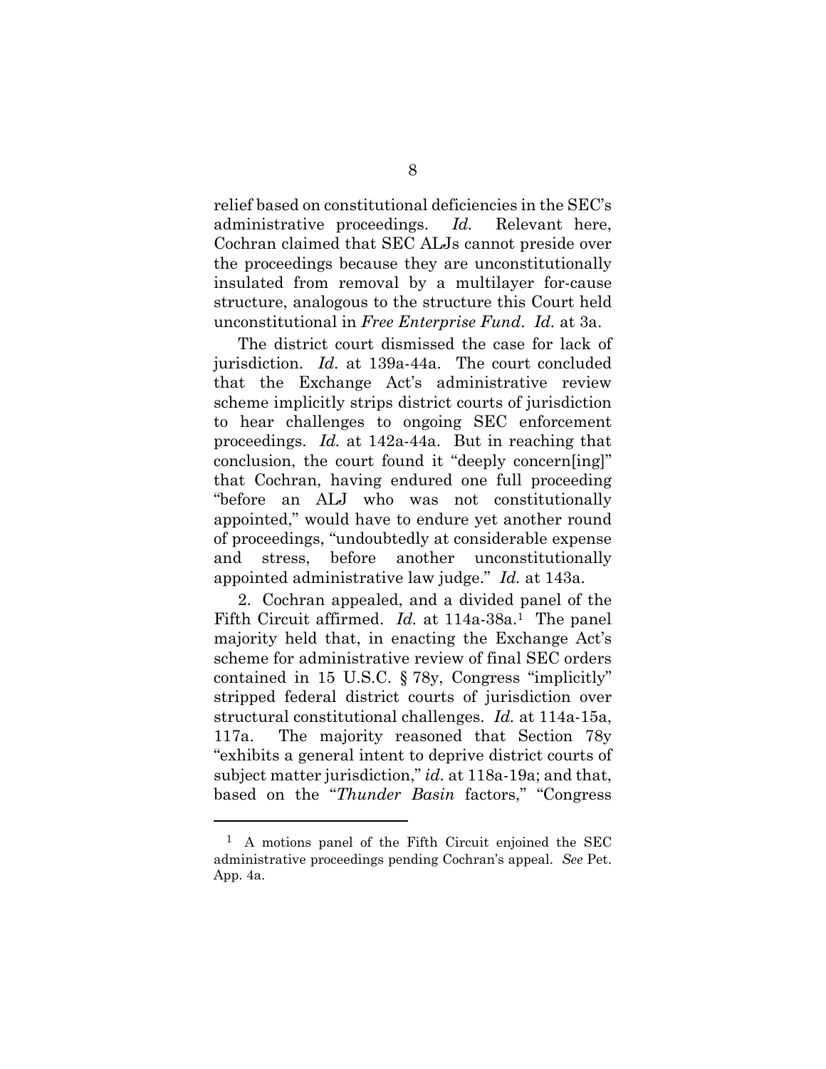relief based on constitutional deficiencies in the SEC's administrative proceedings. *Id.* Relevant here, Cochran claimed that SEC ALJs cannot preside over the proceedings because they are unconstitutionally insulated from removal by a multilayer for-cause structure, analogous to the structure this Court held unconstitutional in *Free Enterprise Fund*. *Id.* at 3a.

The district court dismissed the case for lack of jurisdiction. *Id.* at 139a-44a. The court concluded that the Exchange Act's administrative review scheme implicitly strips district courts of jurisdiction to hear challenges to ongoing SEC enforcement proceedings. *Id.* at 142a-44a. But in reaching that conclusion, the court found it "deeply concern[ing]" that Cochran, having endured one full proceeding "before an ALJ who was not constitutionally appointed," would have to endure yet another round of proceedings, "undoubtedly at considerable expense and stress, before another unconstitutionally appointed administrative law judge." *Id.* at 143a.

2. Cochran appealed, and a divided panel of the Fifth Circuit affirmed. *Id.* at 114a-38a.[1] The panel majority held that, in enacting the Exchange Act's scheme for administrative review of final SEC orders contained in 15 U.S.C. § 78y, Congress "implicitly" stripped federal district courts of jurisdiction over structural constitutional challenges. *Id.* at 114a-15a, 117a. The majority reasoned that Section 78y "exhibits a general intent to deprive district courts of subject matter jurisdiction," *id.* at 118a-19a; and that, based on the "*Thunder Basin* factors," "Congress

[1] A motions panel of the Fifth Circuit enjoined the SEC administrative proceedings pending Cochran's appeal. *See* Pet. App. 4a.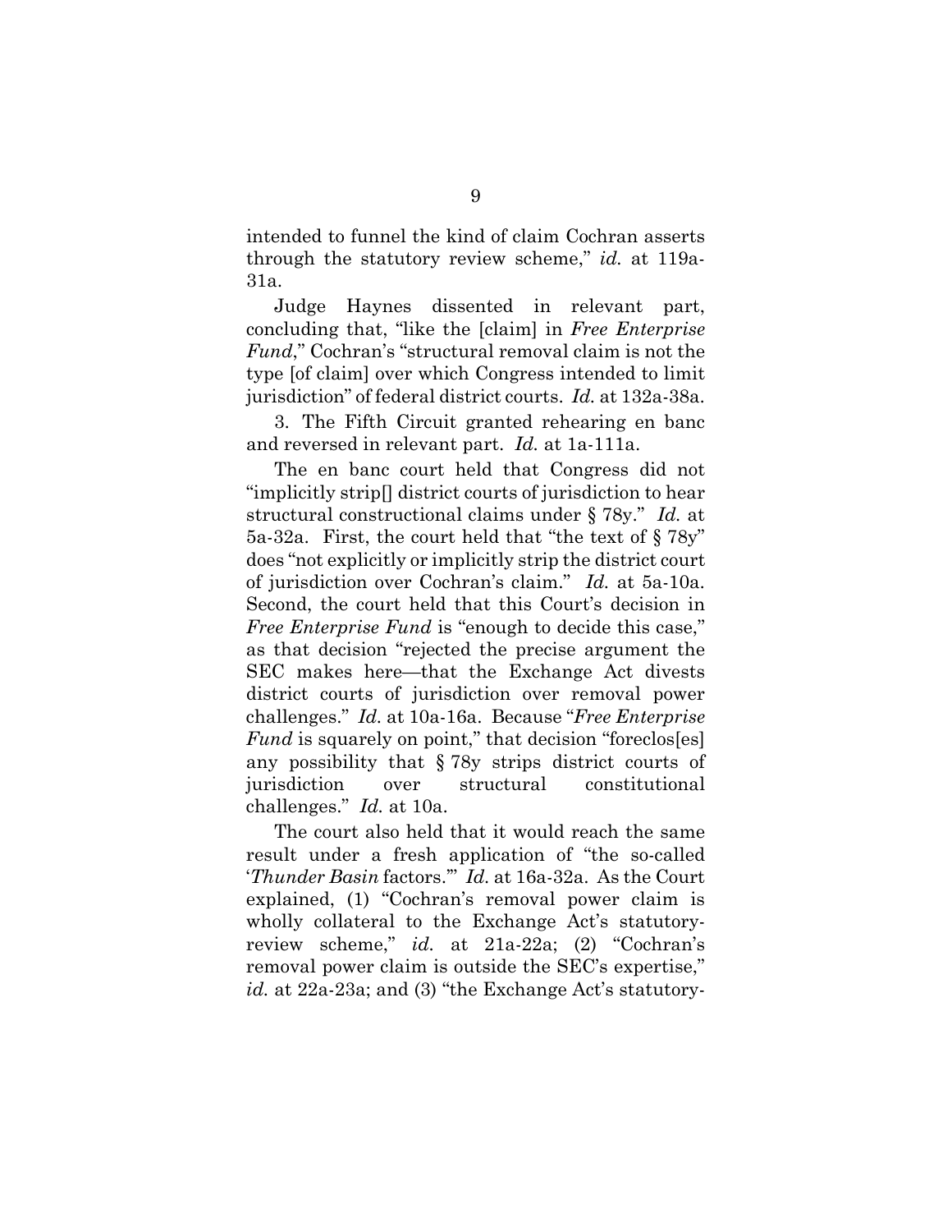intended to funnel the kind of claim Cochran asserts through the statutory review scheme," *id.* at 119a-31a.

Judge Haynes dissented in relevant part, concluding that, "like the [claim] in *Free Enterprise Fund*," Cochran's "structural removal claim is not the type [of claim] over which Congress intended to limit jurisdiction" of federal district courts. *Id.* at 132a-38a.

3. The Fifth Circuit granted rehearing en banc and reversed in relevant part. *Id.* at 1a-111a.

The en banc court held that Congress did not "implicitly strip[] district courts of jurisdiction to hear structural constructional claims under § 78y." *Id.* at 5a-32a. First, the court held that "the text of § 78y" does "not explicitly or implicitly strip the district court of jurisdiction over Cochran's claim." *Id.* at 5a-10a. Second, the court held that this Court's decision in *Free Enterprise Fund* is "enough to decide this case," as that decision "rejected the precise argument the SEC makes here—that the Exchange Act divests district courts of jurisdiction over removal power challenges." *Id.* at 10a-16a. Because "*Free Enterprise Fund* is squarely on point," that decision "foreclos[es] any possibility that § 78y strips district courts of jurisdiction over structural constitutional challenges." *Id.* at 10a.

The court also held that it would reach the same result under a fresh application of "the so-called '*Thunder Basin* factors.'" *Id.* at 16a-32a. As the Court explained, (1) "Cochran's removal power claim is wholly collateral to the Exchange Act's statutory-review scheme," *id.* at 21a-22a; (2) "Cochran's removal power claim is outside the SEC's expertise," *id.* at 22a-23a; and (3) "the Exchange Act's statutory-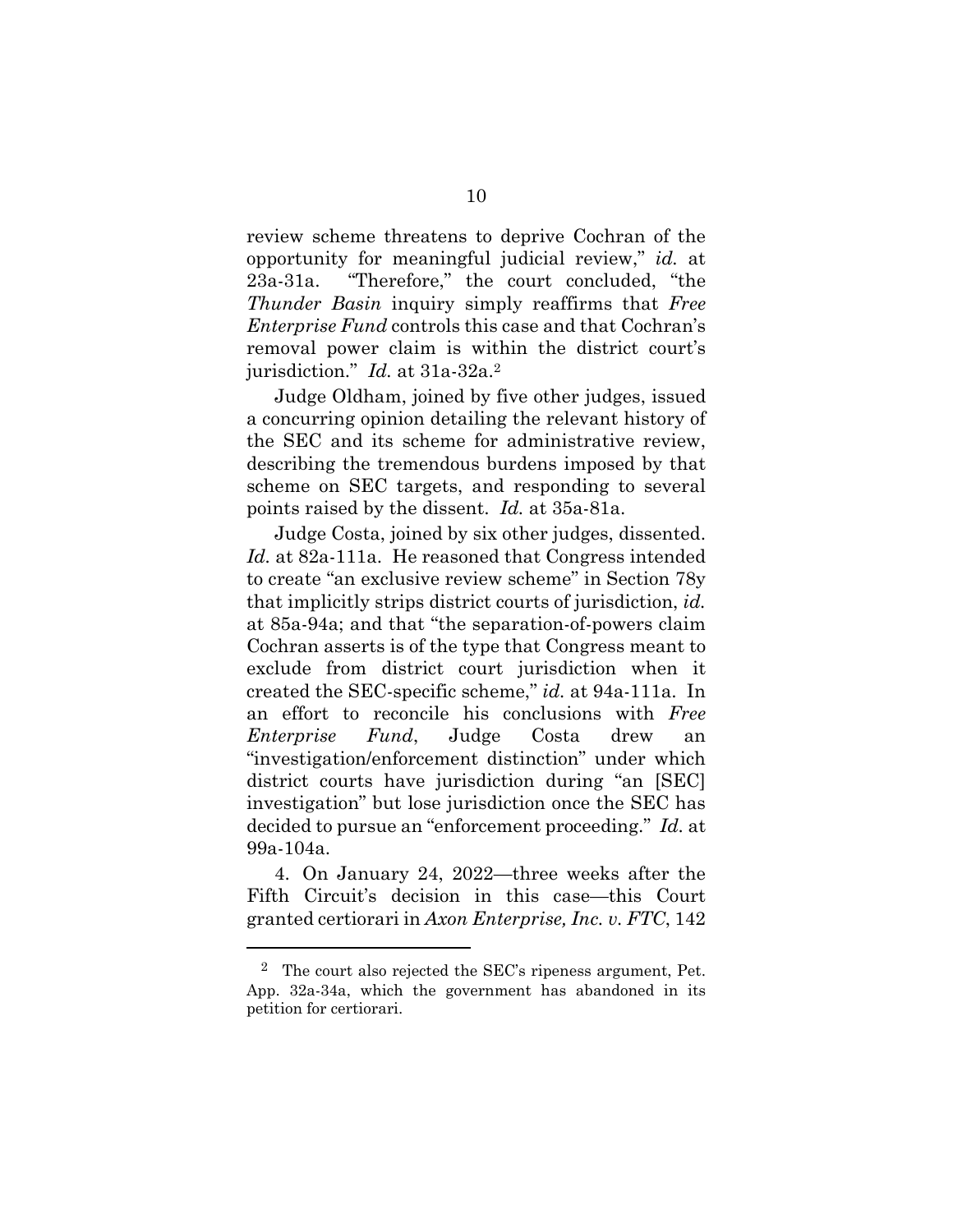review scheme threatens to deprive Cochran of the opportunity for meaningful judicial review," *id.* at 23a-31a. "Therefore," the court concluded, "the *Thunder Basin* inquiry simply reaffirms that *Free Enterprise Fund* controls this case and that Cochran's removal power claim is within the district court's jurisdiction." *Id.* at 31a-32a.[2]

Judge Oldham, joined by five other judges, issued a concurring opinion detailing the relevant history of the SEC and its scheme for administrative review, describing the tremendous burdens imposed by that scheme on SEC targets, and responding to several points raised by the dissent. *Id.* at 35a-81a.

Judge Costa, joined by six other judges, dissented. *Id.* at 82a-111a. He reasoned that Congress intended to create "an exclusive review scheme" in Section 78y that implicitly strips district courts of jurisdiction, *id.* at 85a-94a; and that "the separation-of-powers claim Cochran asserts is of the type that Congress meant to exclude from district court jurisdiction when it created the SEC-specific scheme," *id.* at 94a-111a. In an effort to reconcile his conclusions with *Free Enterprise Fund*, Judge Costa drew an "investigation/enforcement distinction" under which district courts have jurisdiction during "an [SEC] investigation" but lose jurisdiction once the SEC has decided to pursue an "enforcement proceeding." *Id.* at 99a-104a.

4. On January 24, 2022—three weeks after the Fifth Circuit's decision in this case—this Court granted certiorari in *Axon Enterprise, Inc. v. FTC*, 142

[2] The court also rejected the SEC's ripeness argument, Pet. App. 32a-34a, which the government has abandoned in its petition for certiorari.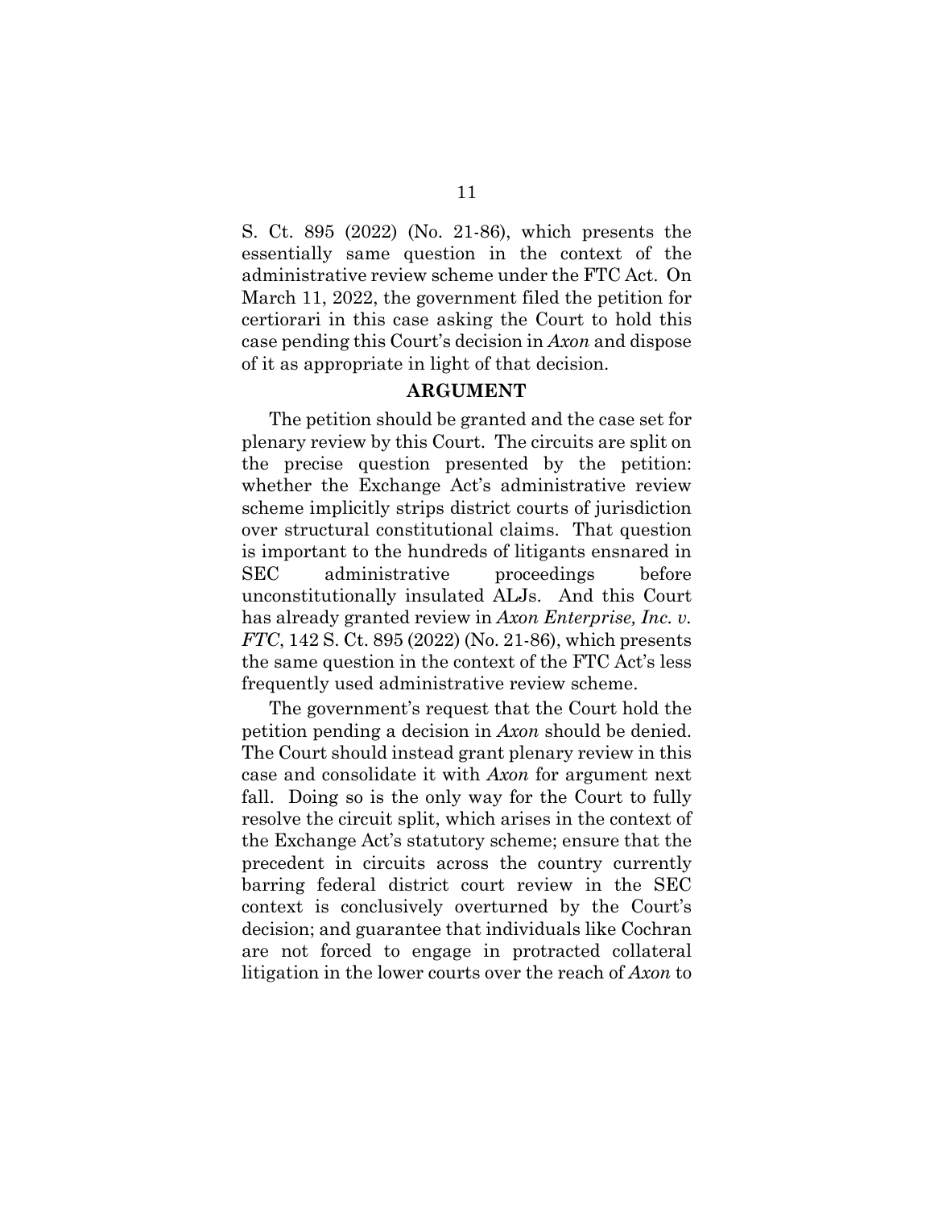S. Ct. 895 (2022) (No. 21-86), which presents the essentially same question in the context of the administrative review scheme under the FTC Act. On March 11, 2022, the government filed the petition for certiorari in this case asking the Court to hold this case pending this Court's decision in *Axon* and dispose of it as appropriate in light of that decision.

## ARGUMENT

The petition should be granted and the case set for plenary review by this Court. The circuits are split on the precise question presented by the petition: whether the Exchange Act's administrative review scheme implicitly strips district courts of jurisdiction over structural constitutional claims. That question is important to the hundreds of litigants ensnared in SEC administrative proceedings before unconstitutionally insulated ALJs. And this Court has already granted review in *Axon Enterprise, Inc. v. FTC*, 142 S. Ct. 895 (2022) (No. 21-86), which presents the same question in the context of the FTC Act's less frequently used administrative review scheme.

The government's request that the Court hold the petition pending a decision in *Axon* should be denied. The Court should instead grant plenary review in this case and consolidate it with *Axon* for argument next fall. Doing so is the only way for the Court to fully resolve the circuit split, which arises in the context of the Exchange Act's statutory scheme; ensure that the precedent in circuits across the country currently barring federal district court review in the SEC context is conclusively overturned by the Court's decision; and guarantee that individuals like Cochran are not forced to engage in protracted collateral litigation in the lower courts over the reach of *Axon* to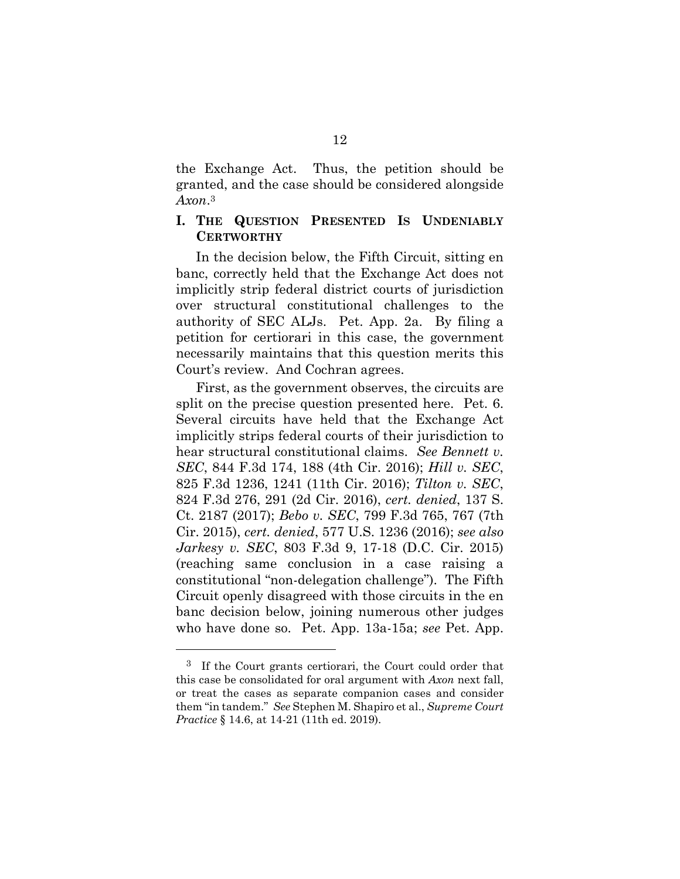the Exchange Act. Thus, the petition should be granted, and the case should be considered alongside *Axon*.[3]

## I. THE QUESTION PRESENTED IS UNDENIABLY CERTWORTHY

In the decision below, the Fifth Circuit, sitting en banc, correctly held that the Exchange Act does not implicitly strip federal district courts of jurisdiction over structural constitutional challenges to the authority of SEC ALJs. Pet. App. 2a. By filing a petition for certiorari in this case, the government necessarily maintains that this question merits this Court's review. And Cochran agrees.

First, as the government observes, the circuits are split on the precise question presented here. Pet. 6. Several circuits have held that the Exchange Act implicitly strips federal courts of their jurisdiction to hear structural constitutional claims. *See Bennett v. SEC*, 844 F.3d 174, 188 (4th Cir. 2016); *Hill v. SEC*, 825 F.3d 1236, 1241 (11th Cir. 2016); *Tilton v. SEC*, 824 F.3d 276, 291 (2d Cir. 2016), *cert. denied*, 137 S. Ct. 2187 (2017); *Bebo v. SEC*, 799 F.3d 765, 767 (7th Cir. 2015), *cert. denied*, 577 U.S. 1236 (2016); *see also Jarkesy v. SEC*, 803 F.3d 9, 17-18 (D.C. Cir. 2015) (reaching same conclusion in a case raising a constitutional "non-delegation challenge"). The Fifth Circuit openly disagreed with those circuits in the en banc decision below, joining numerous other judges who have done so. Pet. App. 13a-15a; *see* Pet. App.

---

[3] If the Court grants certiorari, the Court could order that this case be consolidated for oral argument with *Axon* next fall, or treat the cases as separate companion cases and consider them "in tandem." *See* Stephen M. Shapiro et al., *Supreme Court Practice* § 14.6, at 14-21 (11th ed. 2019).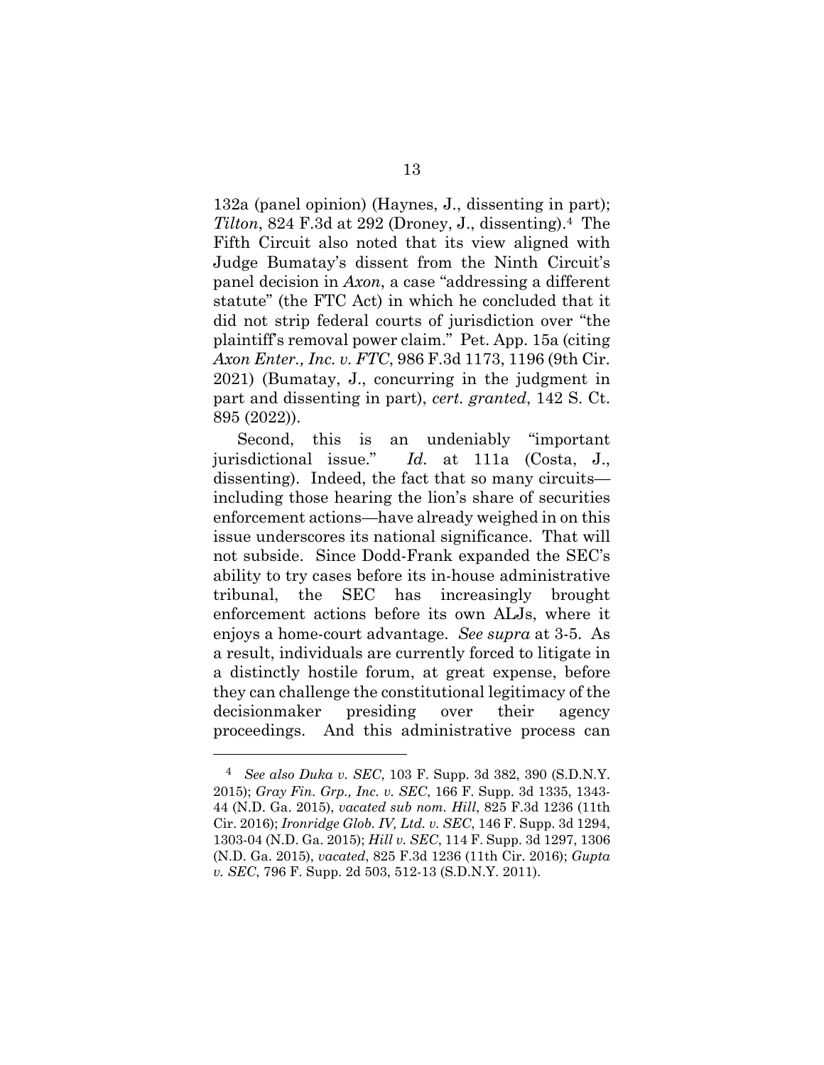132a (panel opinion) (Haynes, J., dissenting in part); *Tilton*, 824 F.3d at 292 (Droney, J., dissenting).[4] The Fifth Circuit also noted that its view aligned with Judge Bumatay's dissent from the Ninth Circuit's panel decision in *Axon*, a case "addressing a different statute" (the FTC Act) in which he concluded that it did not strip federal courts of jurisdiction over "the plaintiff's removal power claim." Pet. App. 15a (citing *Axon Enter., Inc. v. FTC*, 986 F.3d 1173, 1196 (9th Cir. 2021) (Bumatay, J., concurring in the judgment in part and dissenting in part), *cert. granted*, 142 S. Ct. 895 (2022)).

Second, this is an undeniably "important jurisdictional issue." *Id.* at 111a (Costa, J., dissenting). Indeed, the fact that so many circuits—including those hearing the lion's share of securities enforcement actions—have already weighed in on this issue underscores its national significance. That will not subside. Since Dodd-Frank expanded the SEC's ability to try cases before its in-house administrative tribunal, the SEC has increasingly brought enforcement actions before its own ALJs, where it enjoys a home-court advantage. *See supra* at 3-5. As a result, individuals are currently forced to litigate in a distinctly hostile forum, at great expense, before they can challenge the constitutional legitimacy of the decisionmaker presiding over their agency proceedings. And this administrative process can

---

[4] *See also Duka v. SEC*, 103 F. Supp. 3d 382, 390 (S.D.N.Y. 2015); *Gray Fin. Grp., Inc. v. SEC*, 166 F. Supp. 3d 1335, 1343-44 (N.D. Ga. 2015), *vacated sub nom. Hill*, 825 F.3d 1236 (11th Cir. 2016); *Ironridge Glob. IV, Ltd. v. SEC*, 146 F. Supp. 3d 1294, 1303-04 (N.D. Ga. 2015); *Hill v. SEC*, 114 F. Supp. 3d 1297, 1306 (N.D. Ga. 2015), *vacated*, 825 F.3d 1236 (11th Cir. 2016); *Gupta v. SEC*, 796 F. Supp. 2d 503, 512-13 (S.D.N.Y. 2011).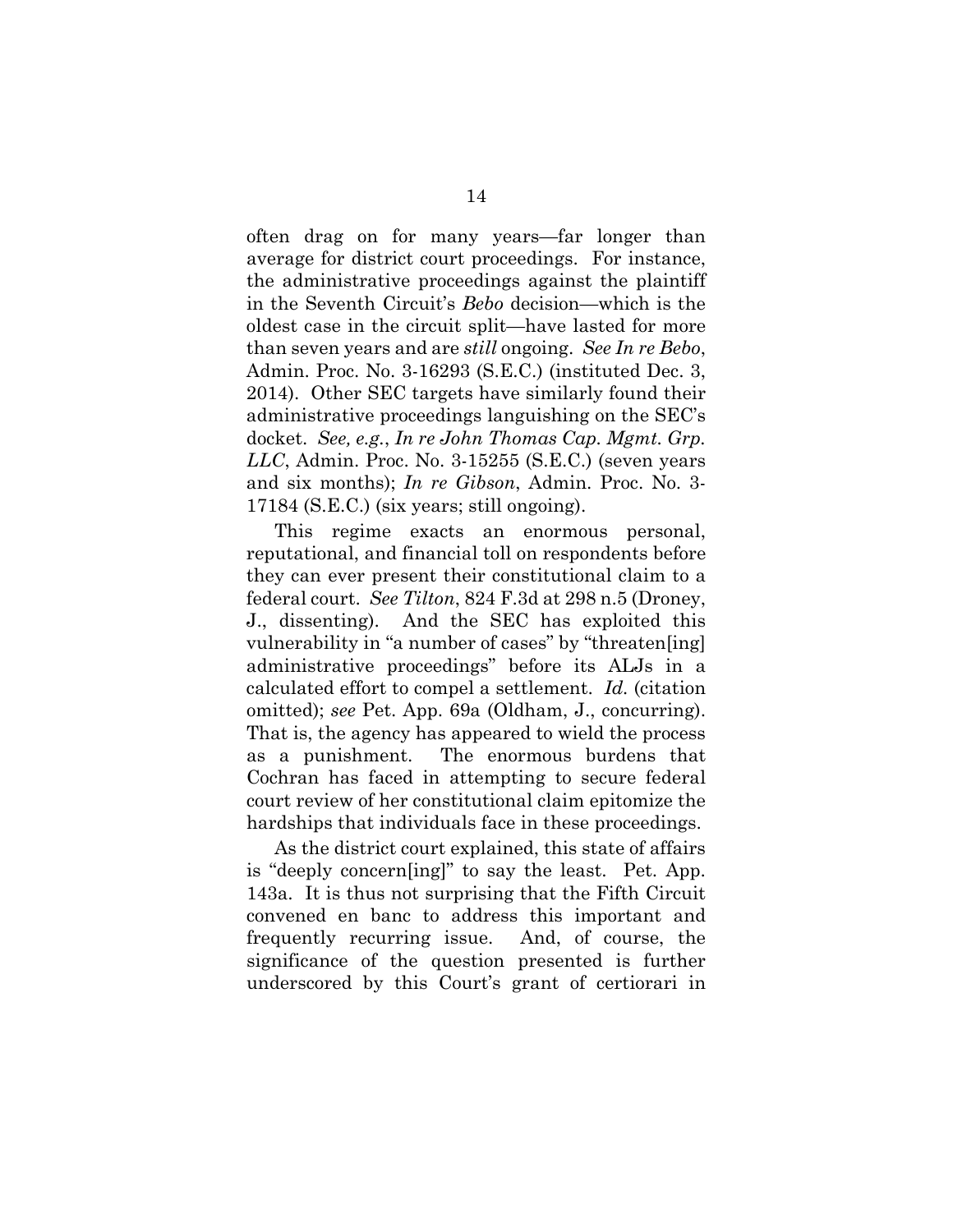often drag on for many years—far longer than average for district court proceedings. For instance, the administrative proceedings against the plaintiff in the Seventh Circuit's *Bebo* decision—which is the oldest case in the circuit split—have lasted for more than seven years and are *still* ongoing. *See In re Bebo*, Admin. Proc. No. 3-16293 (S.E.C.) (instituted Dec. 3, 2014). Other SEC targets have similarly found their administrative proceedings languishing on the SEC's docket. *See, e.g.*, *In re John Thomas Cap. Mgmt. Grp. LLC*, Admin. Proc. No. 3-15255 (S.E.C.) (seven years and six months); *In re Gibson*, Admin. Proc. No. 3-17184 (S.E.C.) (six years; still ongoing).

This regime exacts an enormous personal, reputational, and financial toll on respondents before they can ever present their constitutional claim to a federal court. *See Tilton*, 824 F.3d at 298 n.5 (Droney, J., dissenting). And the SEC has exploited this vulnerability in "a number of cases" by "threaten[ing] administrative proceedings" before its ALJs in a calculated effort to compel a settlement. *Id.* (citation omitted); *see* Pet. App. 69a (Oldham, J., concurring). That is, the agency has appeared to wield the process as a punishment. The enormous burdens that Cochran has faced in attempting to secure federal court review of her constitutional claim epitomize the hardships that individuals face in these proceedings.

As the district court explained, this state of affairs is "deeply concern[ing]" to say the least. Pet. App. 143a. It is thus not surprising that the Fifth Circuit convened en banc to address this important and frequently recurring issue. And, of course, the significance of the question presented is further underscored by this Court's grant of certiorari in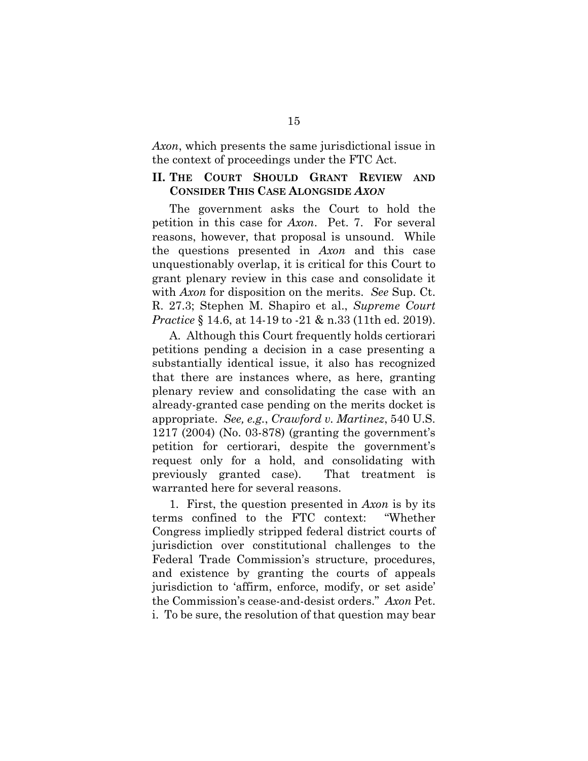*Axon*, which presents the same jurisdictional issue in the context of proceedings under the FTC Act.

## II. THE COURT SHOULD GRANT REVIEW AND CONSIDER THIS CASE ALONGSIDE *AXON*

The government asks the Court to hold the petition in this case for *Axon*. Pet. 7. For several reasons, however, that proposal is unsound. While the questions presented in *Axon* and this case unquestionably overlap, it is critical for this Court to grant plenary review in this case and consolidate it with *Axon* for disposition on the merits. *See* Sup. Ct. R. 27.3; Stephen M. Shapiro et al., *Supreme Court Practice* § 14.6, at 14-19 to -21 & n.33 (11th ed. 2019).

A. Although this Court frequently holds certiorari petitions pending a decision in a case presenting a substantially identical issue, it also has recognized that there are instances where, as here, granting plenary review and consolidating the case with an already-granted case pending on the merits docket is appropriate. *See, e.g.*, *Crawford v. Martinez*, 540 U.S. 1217 (2004) (No. 03-878) (granting the government's petition for certiorari, despite the government's request only for a hold, and consolidating with previously granted case). That treatment is warranted here for several reasons.

1. First, the question presented in *Axon* is by its terms confined to the FTC context: "Whether Congress impliedly stripped federal district courts of jurisdiction over constitutional challenges to the Federal Trade Commission's structure, procedures, and existence by granting the courts of appeals jurisdiction to 'affirm, enforce, modify, or set aside' the Commission's cease-and-desist orders." *Axon* Pet. i. To be sure, the resolution of that question may bear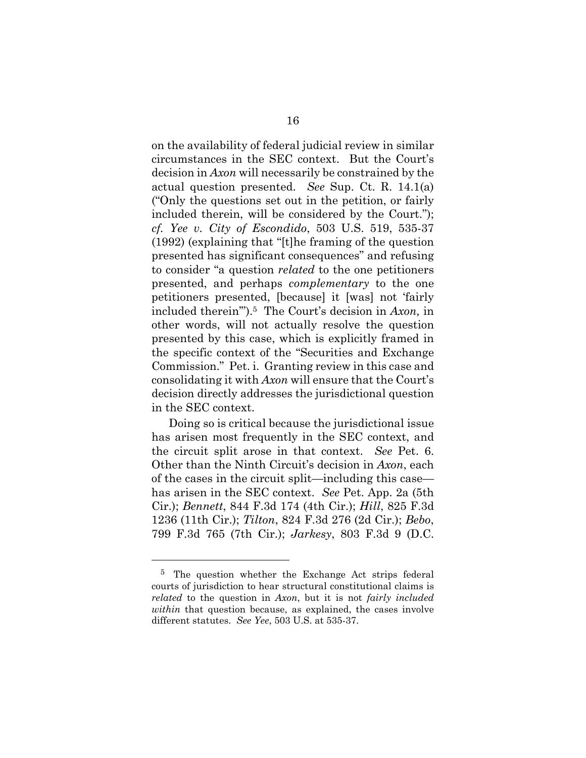on the availability of federal judicial review in similar circumstances in the SEC context. But the Court's decision in *Axon* will necessarily be constrained by the actual question presented. *See* Sup. Ct. R. 14.1(a) ("Only the questions set out in the petition, or fairly included therein, will be considered by the Court."); *cf. Yee v. City of Escondido*, 503 U.S. 519, 535-37 (1992) (explaining that "[t]he framing of the question presented has significant consequences" and refusing to consider "a question *related* to the one petitioners presented, and perhaps *complementary* to the one petitioners presented, [because] it [was] not 'fairly included therein'").[5] The Court's decision in *Axon,* in other words, will not actually resolve the question presented by this case, which is explicitly framed in the specific context of the "Securities and Exchange Commission." Pet. i. Granting review in this case and consolidating it with *Axon* will ensure that the Court's decision directly addresses the jurisdictional question in the SEC context.

Doing so is critical because the jurisdictional issue has arisen most frequently in the SEC context, and the circuit split arose in that context. *See* Pet. 6. Other than the Ninth Circuit's decision in *Axon*, each of the cases in the circuit split—including this case—has arisen in the SEC context. *See* Pet. App. 2a (5th Cir.); *Bennett*, 844 F.3d 174 (4th Cir.); *Hill*, 825 F.3d 1236 (11th Cir.); *Tilton*, 824 F.3d 276 (2d Cir.); *Bebo*, 799 F.3d 765 (7th Cir.); *Jarkesy*, 803 F.3d 9 (D.C.

[5] The question whether the Exchange Act strips federal courts of jurisdiction to hear structural constitutional claims is *related* to the question in *Axon*, but it is not *fairly included within* that question because, as explained, the cases involve different statutes. *See Yee*, 503 U.S. at 535-37.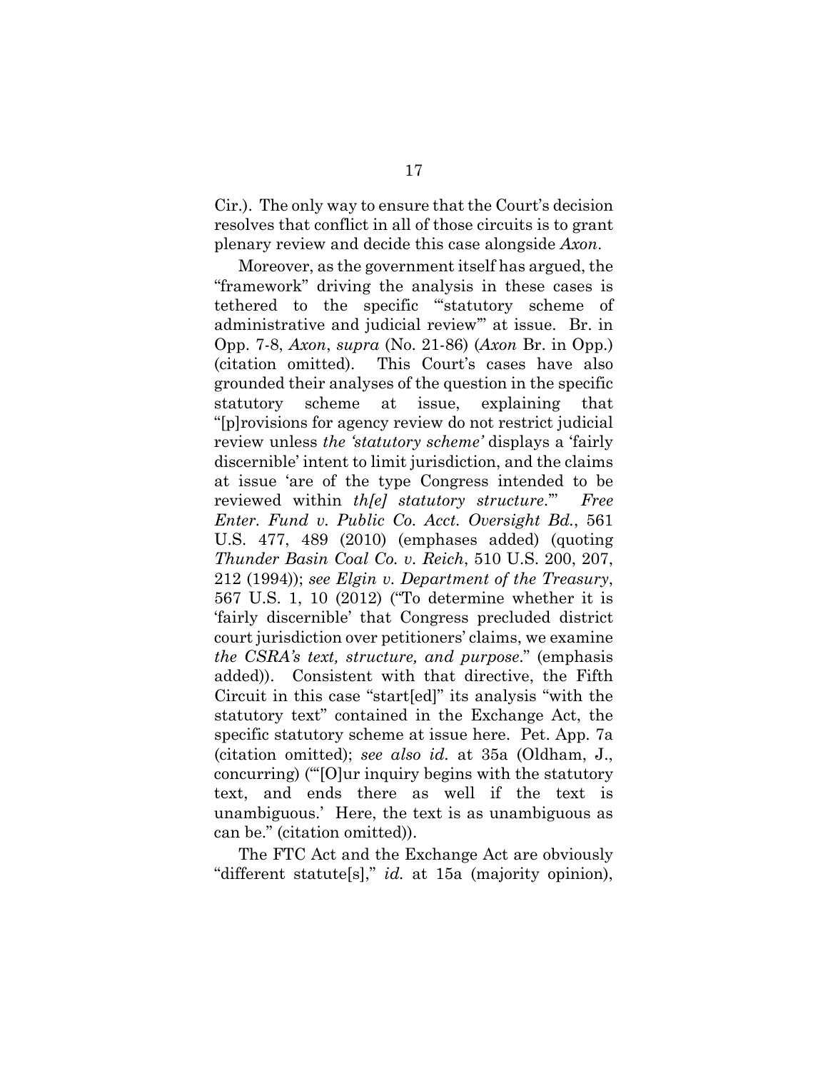Cir.). The only way to ensure that the Court's decision resolves that conflict in all of those circuits is to grant plenary review and decide this case alongside *Axon*.

Moreover, as the government itself has argued, the "framework" driving the analysis in these cases is tethered to the specific "'statutory scheme of administrative and judicial review'" at issue. Br. in Opp. 7-8, *Axon*, *supra* (No. 21-86) (*Axon* Br. in Opp.) (citation omitted). This Court's cases have also grounded their analyses of the question in the specific statutory scheme at issue, explaining that "[p]rovisions for agency review do not restrict judicial review unless *the 'statutory scheme'* displays a 'fairly discernible' intent to limit jurisdiction, and the claims at issue 'are of the type Congress intended to be reviewed within *th[e] statutory structure*.'" *Free Enter. Fund v. Public Co. Acct. Oversight Bd.*, 561 U.S. 477, 489 (2010) (emphases added) (quoting *Thunder Basin Coal Co. v. Reich*, 510 U.S. 200, 207, 212 (1994)); *see Elgin v. Department of the Treasury*, 567 U.S. 1, 10 (2012) ("To determine whether it is 'fairly discernible' that Congress precluded district court jurisdiction over petitioners' claims, we examine *the CSRA's text, structure, and purpose*." (emphasis added)). Consistent with that directive, the Fifth Circuit in this case "start[ed]" its analysis "with the statutory text" contained in the Exchange Act, the specific statutory scheme at issue here. Pet. App. 7a (citation omitted); *see also id.* at 35a (Oldham, J., concurring) ("'[O]ur inquiry begins with the statutory text, and ends there as well if the text is unambiguous.' Here, the text is as unambiguous as can be." (citation omitted)).

The FTC Act and the Exchange Act are obviously "different statute[s]," *id.* at 15a (majority opinion),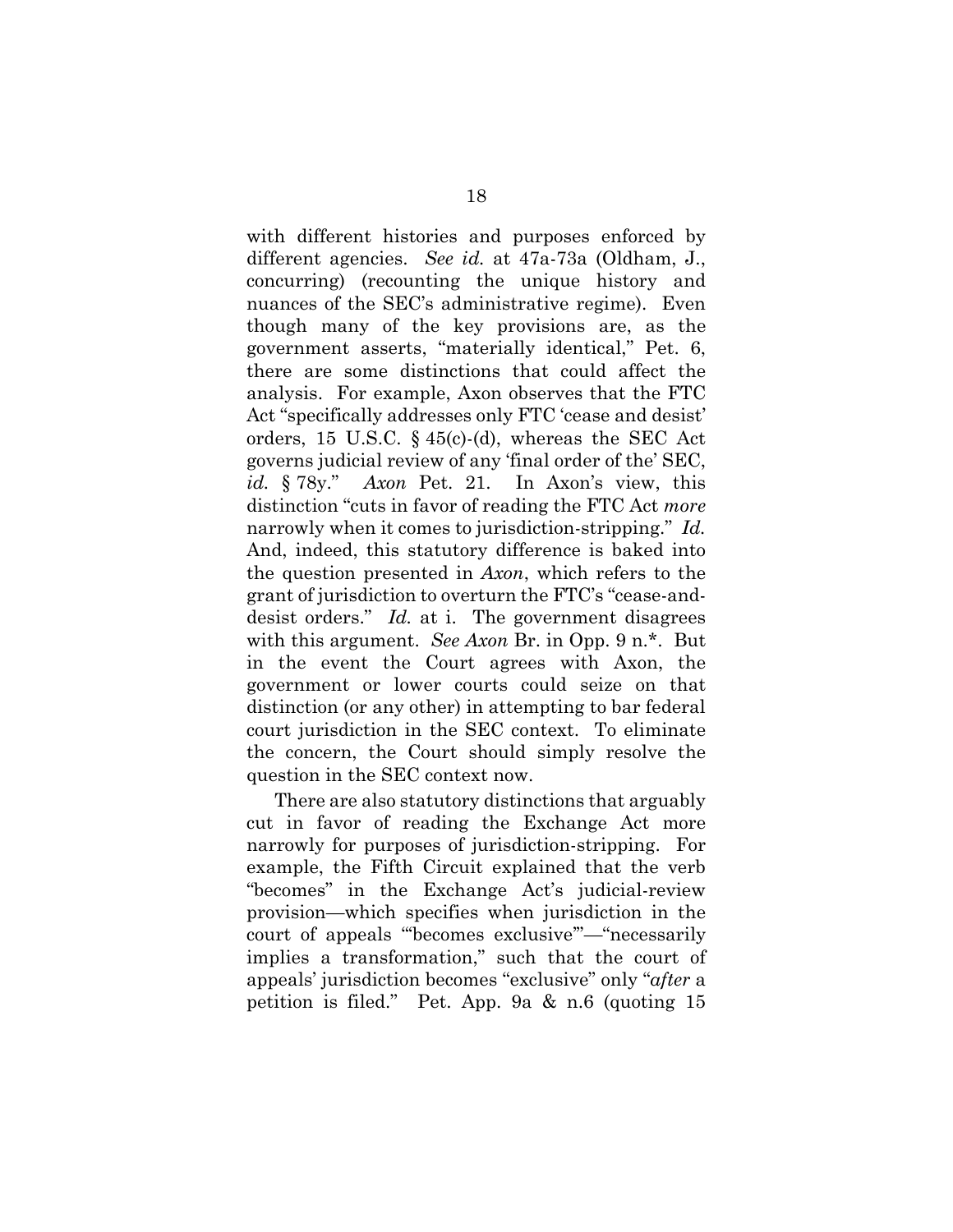with different histories and purposes enforced by different agencies. *See id.* at 47a-73a (Oldham, J., concurring) (recounting the unique history and nuances of the SEC's administrative regime). Even though many of the key provisions are, as the government asserts, "materially identical," Pet. 6, there are some distinctions that could affect the analysis. For example, Axon observes that the FTC Act "specifically addresses only FTC 'cease and desist' orders, 15 U.S.C. § 45(c)-(d), whereas the SEC Act governs judicial review of any 'final order of the' SEC, *id.* § 78y." *Axon* Pet. 21. In Axon's view, this distinction "cuts in favor of reading the FTC Act *more* narrowly when it comes to jurisdiction-stripping." *Id.* And, indeed, this statutory difference is baked into the question presented in *Axon*, which refers to the grant of jurisdiction to overturn the FTC's "cease-and-desist orders." *Id.* at i. The government disagrees with this argument. *See Axon* Br. in Opp. 9 n.*. But in the event the Court agrees with Axon, the government or lower courts could seize on that distinction (or any other) in attempting to bar federal court jurisdiction in the SEC context. To eliminate the concern, the Court should simply resolve the question in the SEC context now.

There are also statutory distinctions that arguably cut in favor of reading the Exchange Act more narrowly for purposes of jurisdiction-stripping. For example, the Fifth Circuit explained that the verb "becomes" in the Exchange Act's judicial-review provision—which specifies when jurisdiction in the court of appeals "'becomes exclusive'"—"necessarily implies a transformation," such that the court of appeals' jurisdiction becomes "exclusive" only "*after* a petition is filed." Pet. App. 9a & n.6 (quoting 15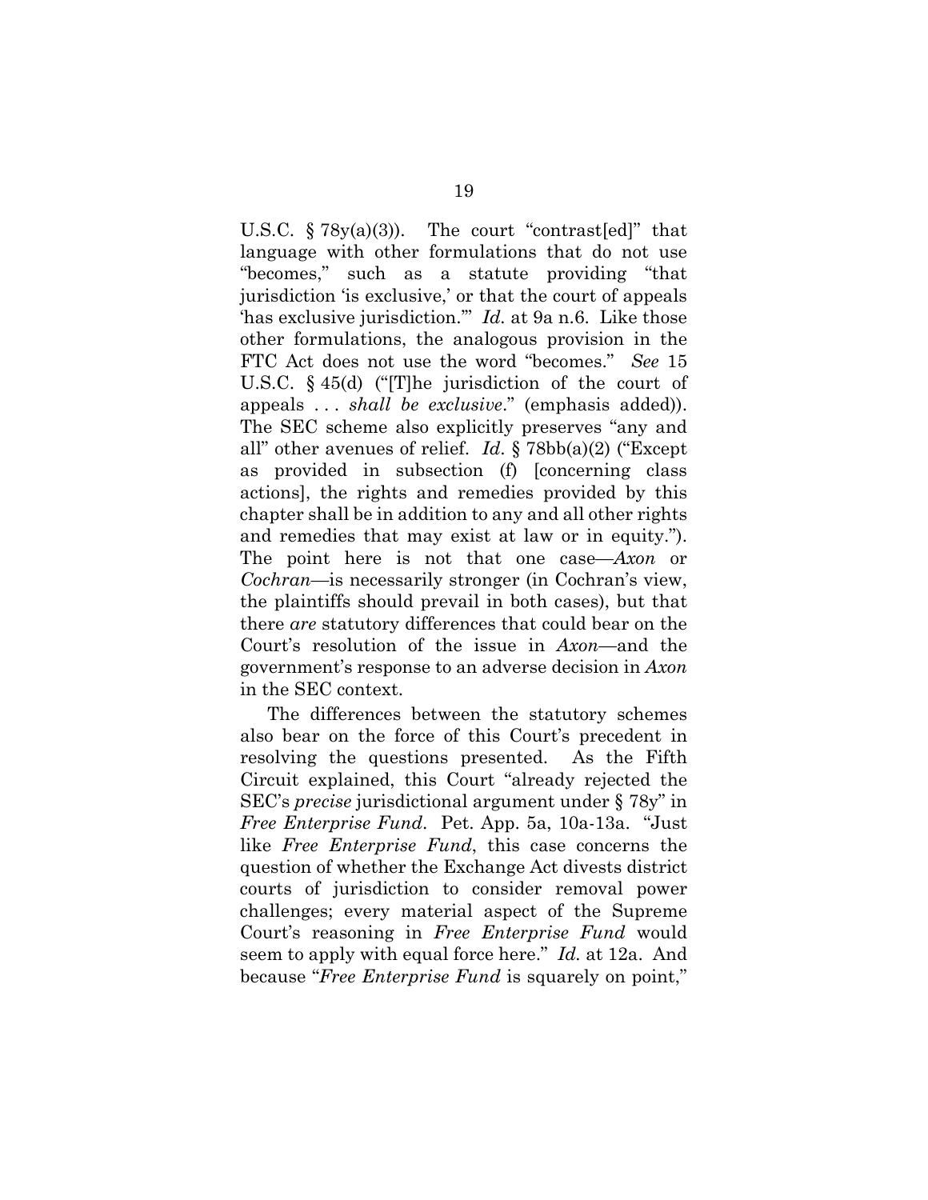U.S.C. § 78y(a)(3)). The court "contrast[ed]" that language with other formulations that do not use "becomes," such as a statute providing "that jurisdiction 'is exclusive,' or that the court of appeals 'has exclusive jurisdiction.'" *Id.* at 9a n.6. Like those other formulations, the analogous provision in the FTC Act does not use the word "becomes." *See* 15 U.S.C. § 45(d) ("[T]he jurisdiction of the court of appeals . . . *shall be exclusive*." (emphasis added)). The SEC scheme also explicitly preserves "any and all" other avenues of relief. *Id*. § 78bb(a)(2) ("Except as provided in subsection (f) [concerning class actions], the rights and remedies provided by this chapter shall be in addition to any and all other rights and remedies that may exist at law or in equity."). The point here is not that one case—*Axon* or *Cochran*—is necessarily stronger (in Cochran's view, the plaintiffs should prevail in both cases), but that there *are* statutory differences that could bear on the Court's resolution of the issue in *Axon*—and the government's response to an adverse decision in *Axon* in the SEC context.

The differences between the statutory schemes also bear on the force of this Court's precedent in resolving the questions presented. As the Fifth Circuit explained, this Court "already rejected the SEC's *precise* jurisdictional argument under § 78y" in *Free Enterprise Fund*. Pet. App. 5a, 10a-13a. "Just like *Free Enterprise Fund*, this case concerns the question of whether the Exchange Act divests district courts of jurisdiction to consider removal power challenges; every material aspect of the Supreme Court's reasoning in *Free Enterprise Fund* would seem to apply with equal force here." *Id.* at 12a. And because "*Free Enterprise Fund* is squarely on point,"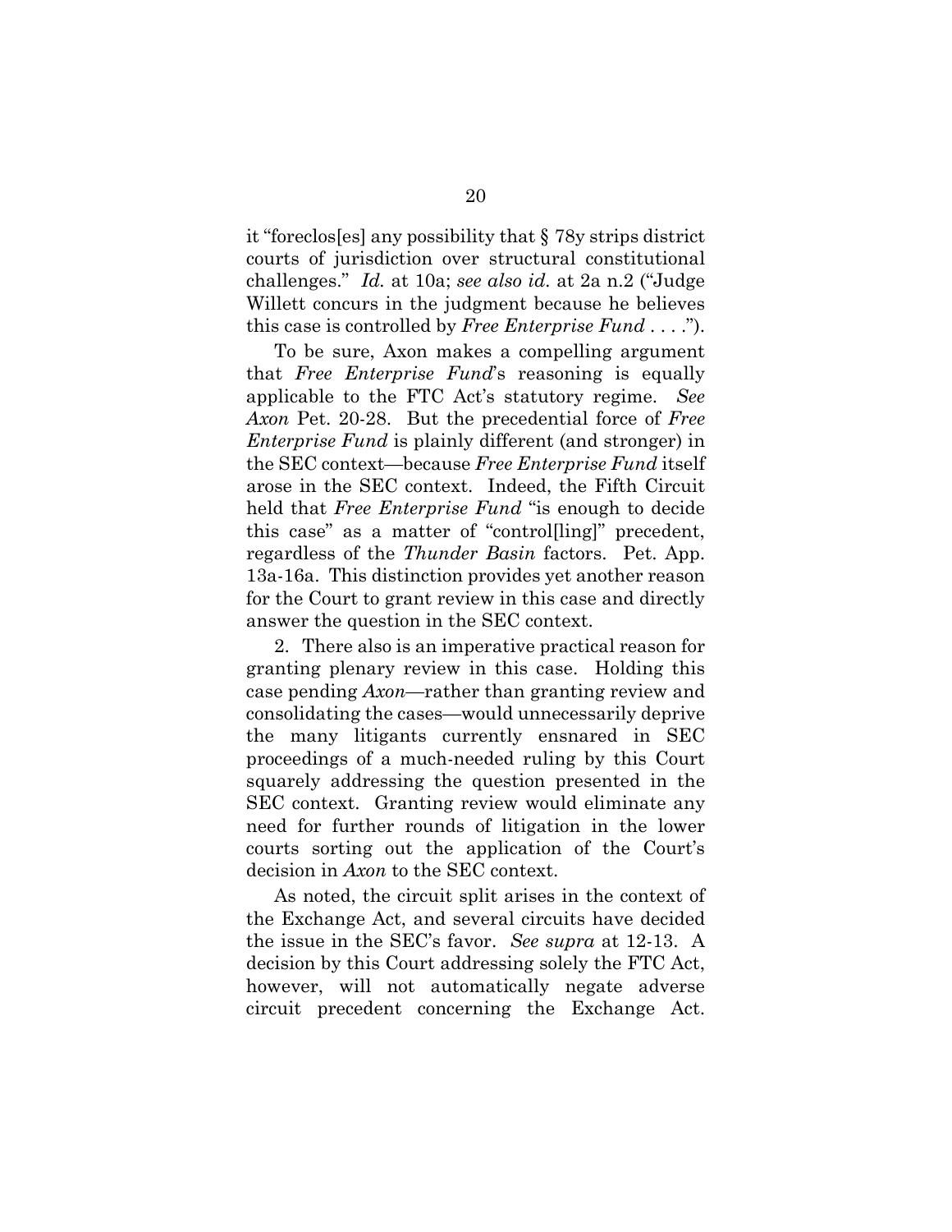it "foreclos[es] any possibility that § 78y strips district courts of jurisdiction over structural constitutional challenges." *Id.* at 10a; *see also id.* at 2a n.2 ("Judge Willett concurs in the judgment because he believes this case is controlled by *Free Enterprise Fund* . . . .").

To be sure, Axon makes a compelling argument that *Free Enterprise Fund*'s reasoning is equally applicable to the FTC Act's statutory regime. *See Axon* Pet. 20-28. But the precedential force of *Free Enterprise Fund* is plainly different (and stronger) in the SEC context—because *Free Enterprise Fund* itself arose in the SEC context. Indeed, the Fifth Circuit held that *Free Enterprise Fund* "is enough to decide this case" as a matter of "control[ling]" precedent, regardless of the *Thunder Basin* factors. Pet. App. 13a-16a. This distinction provides yet another reason for the Court to grant review in this case and directly answer the question in the SEC context.

2. There also is an imperative practical reason for granting plenary review in this case. Holding this case pending *Axon*—rather than granting review and consolidating the cases—would unnecessarily deprive the many litigants currently ensnared in SEC proceedings of a much-needed ruling by this Court squarely addressing the question presented in the SEC context. Granting review would eliminate any need for further rounds of litigation in the lower courts sorting out the application of the Court's decision in *Axon* to the SEC context.

As noted, the circuit split arises in the context of the Exchange Act, and several circuits have decided the issue in the SEC's favor. *See supra* at 12-13. A decision by this Court addressing solely the FTC Act, however, will not automatically negate adverse circuit precedent concerning the Exchange Act.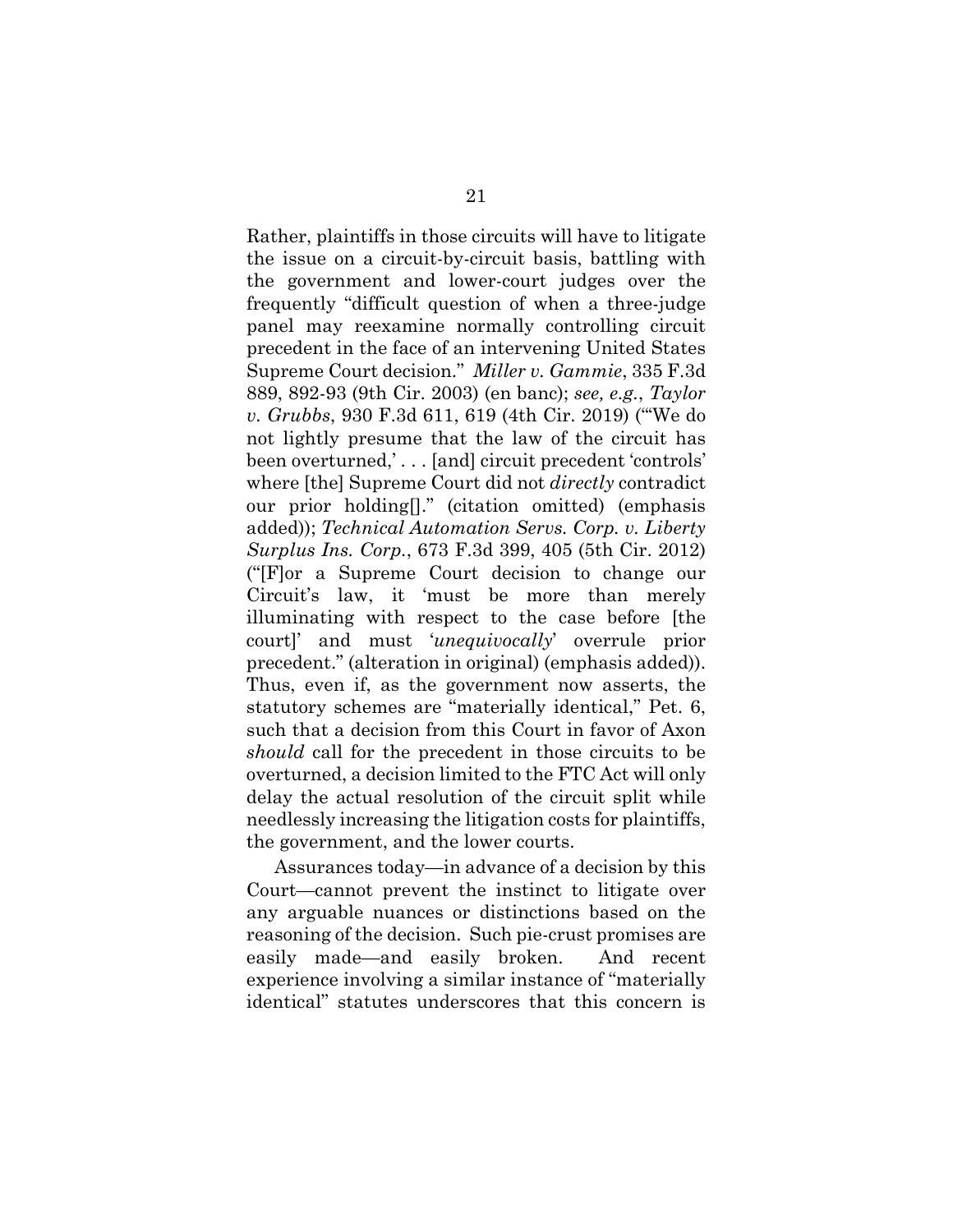Rather, plaintiffs in those circuits will have to litigate the issue on a circuit-by-circuit basis, battling with the government and lower-court judges over the frequently "difficult question of when a three-judge panel may reexamine normally controlling circuit precedent in the face of an intervening United States Supreme Court decision." *Miller v. Gammie*, 335 F.3d 889, 892-93 (9th Cir. 2003) (en banc); *see, e.g.*, *Taylor v. Grubbs*, 930 F.3d 611, 619 (4th Cir. 2019) ("'We do not lightly presume that the law of the circuit has been overturned,' . . . [and] circuit precedent 'controls' where [the] Supreme Court did not *directly* contradict our prior holding[]." (citation omitted) (emphasis added)); *Technical Automation Servs. Corp. v. Liberty Surplus Ins. Corp.*, 673 F.3d 399, 405 (5th Cir. 2012) ("[F]or a Supreme Court decision to change our Circuit's law, it 'must be more than merely illuminating with respect to the case before [the court]' and must '*unequivocally*' overrule prior precedent." (alteration in original) (emphasis added)). Thus, even if, as the government now asserts, the statutory schemes are "materially identical," Pet. 6, such that a decision from this Court in favor of Axon *should* call for the precedent in those circuits to be overturned, a decision limited to the FTC Act will only delay the actual resolution of the circuit split while needlessly increasing the litigation costs for plaintiffs, the government, and the lower courts.

Assurances today—in advance of a decision by this Court—cannot prevent the instinct to litigate over any arguable nuances or distinctions based on the reasoning of the decision. Such pie-crust promises are easily made—and easily broken. And recent experience involving a similar instance of "materially identical" statutes underscores that this concern is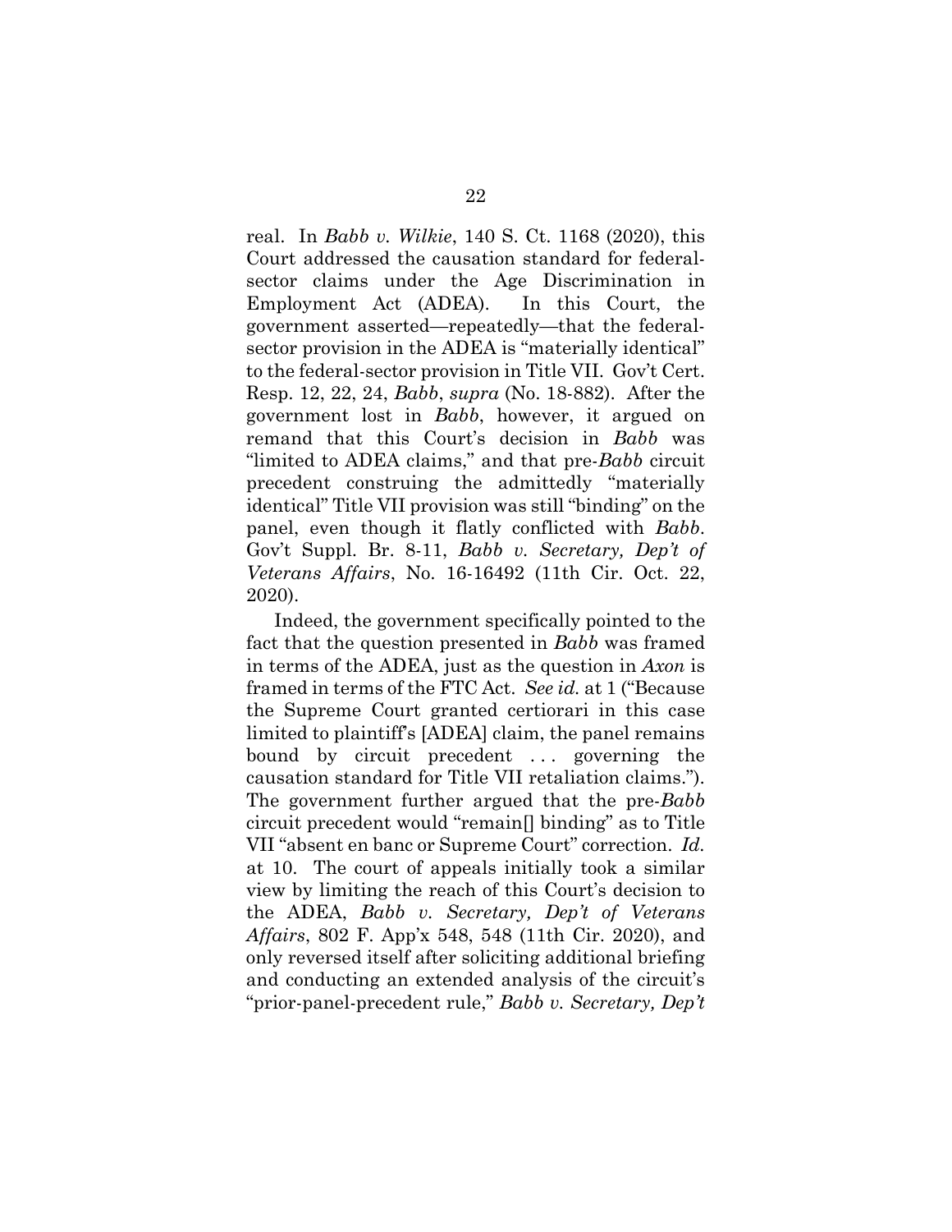real. In *Babb v. Wilkie*, 140 S. Ct. 1168 (2020), this Court addressed the causation standard for federal-sector claims under the Age Discrimination in Employment Act (ADEA). In this Court, the government asserted—repeatedly—that the federal-sector provision in the ADEA is "materially identical" to the federal-sector provision in Title VII. Gov't Cert. Resp. 12, 22, 24, *Babb*, *supra* (No. 18-882). After the government lost in *Babb*, however, it argued on remand that this Court's decision in *Babb* was "limited to ADEA claims," and that pre-*Babb* circuit precedent construing the admittedly "materially identical" Title VII provision was still "binding" on the panel, even though it flatly conflicted with *Babb*. Gov't Suppl. Br. 8-11, *Babb v. Secretary, Dep't of Veterans Affairs*, No. 16-16492 (11th Cir. Oct. 22, 2020).

Indeed, the government specifically pointed to the fact that the question presented in *Babb* was framed in terms of the ADEA, just as the question in *Axon* is framed in terms of the FTC Act. *See id.* at 1 ("Because the Supreme Court granted certiorari in this case limited to plaintiff's [ADEA] claim, the panel remains bound by circuit precedent . . . governing the causation standard for Title VII retaliation claims."). The government further argued that the pre-*Babb* circuit precedent would "remain[] binding" as to Title VII "absent en banc or Supreme Court" correction. *Id.* at 10. The court of appeals initially took a similar view by limiting the reach of this Court's decision to the ADEA, *Babb v. Secretary, Dep't of Veterans Affairs*, 802 F. App'x 548, 548 (11th Cir. 2020), and only reversed itself after soliciting additional briefing and conducting an extended analysis of the circuit's "prior-panel-precedent rule," *Babb v. Secretary, Dep't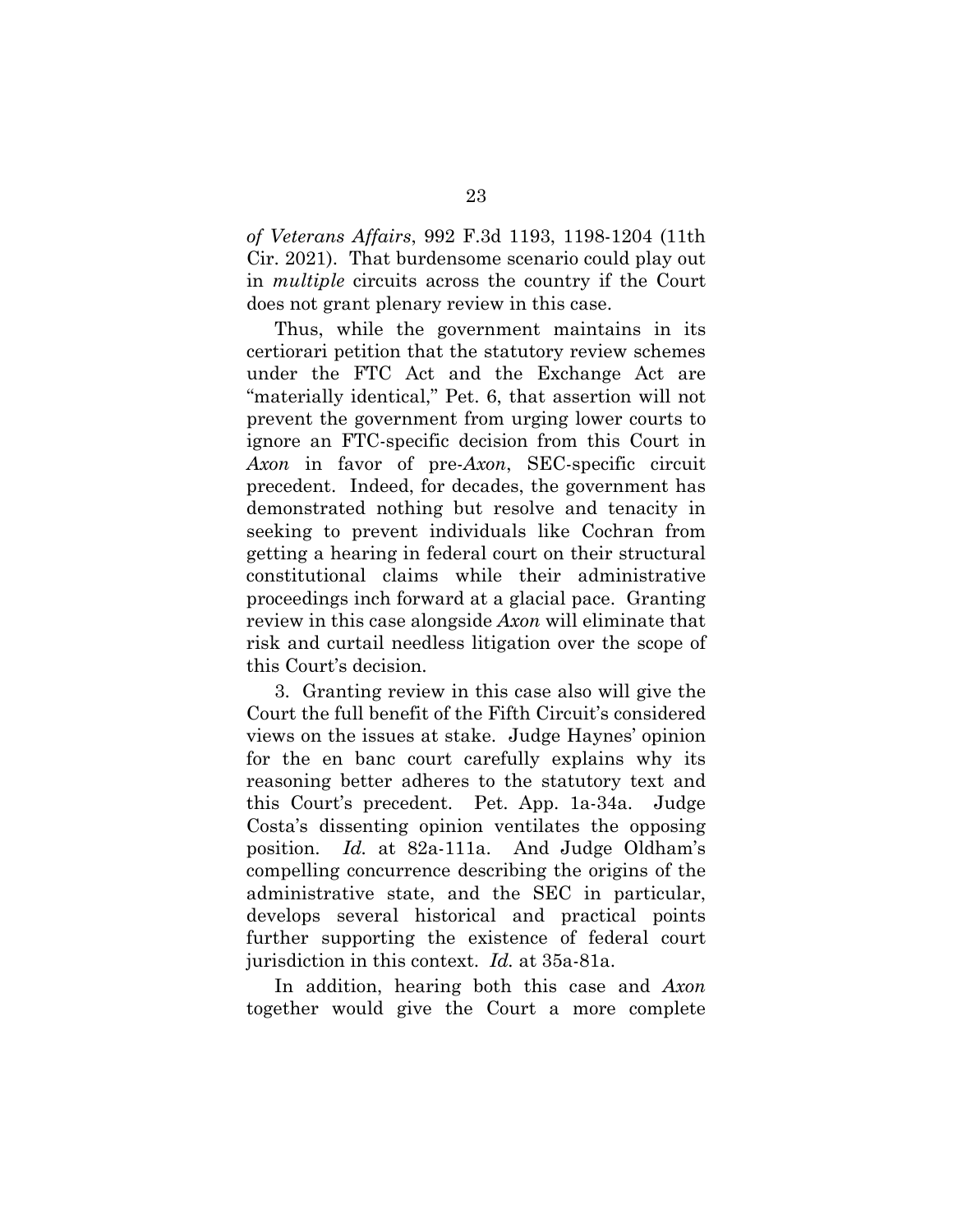*of Veterans Affairs*, 992 F.3d 1193, 1198-1204 (11th Cir. 2021). That burdensome scenario could play out in *multiple* circuits across the country if the Court does not grant plenary review in this case.

Thus, while the government maintains in its certiorari petition that the statutory review schemes under the FTC Act and the Exchange Act are "materially identical," Pet. 6, that assertion will not prevent the government from urging lower courts to ignore an FTC-specific decision from this Court in *Axon* in favor of pre-*Axon*, SEC-specific circuit precedent. Indeed, for decades, the government has demonstrated nothing but resolve and tenacity in seeking to prevent individuals like Cochran from getting a hearing in federal court on their structural constitutional claims while their administrative proceedings inch forward at a glacial pace. Granting review in this case alongside *Axon* will eliminate that risk and curtail needless litigation over the scope of this Court's decision.

3. Granting review in this case also will give the Court the full benefit of the Fifth Circuit's considered views on the issues at stake. Judge Haynes' opinion for the en banc court carefully explains why its reasoning better adheres to the statutory text and this Court's precedent. Pet. App. 1a-34a. Judge Costa's dissenting opinion ventilates the opposing position. *Id.* at 82a-111a. And Judge Oldham's compelling concurrence describing the origins of the administrative state, and the SEC in particular, develops several historical and practical points further supporting the existence of federal court jurisdiction in this context. *Id.* at 35a-81a.

In addition, hearing both this case and *Axon* together would give the Court a more complete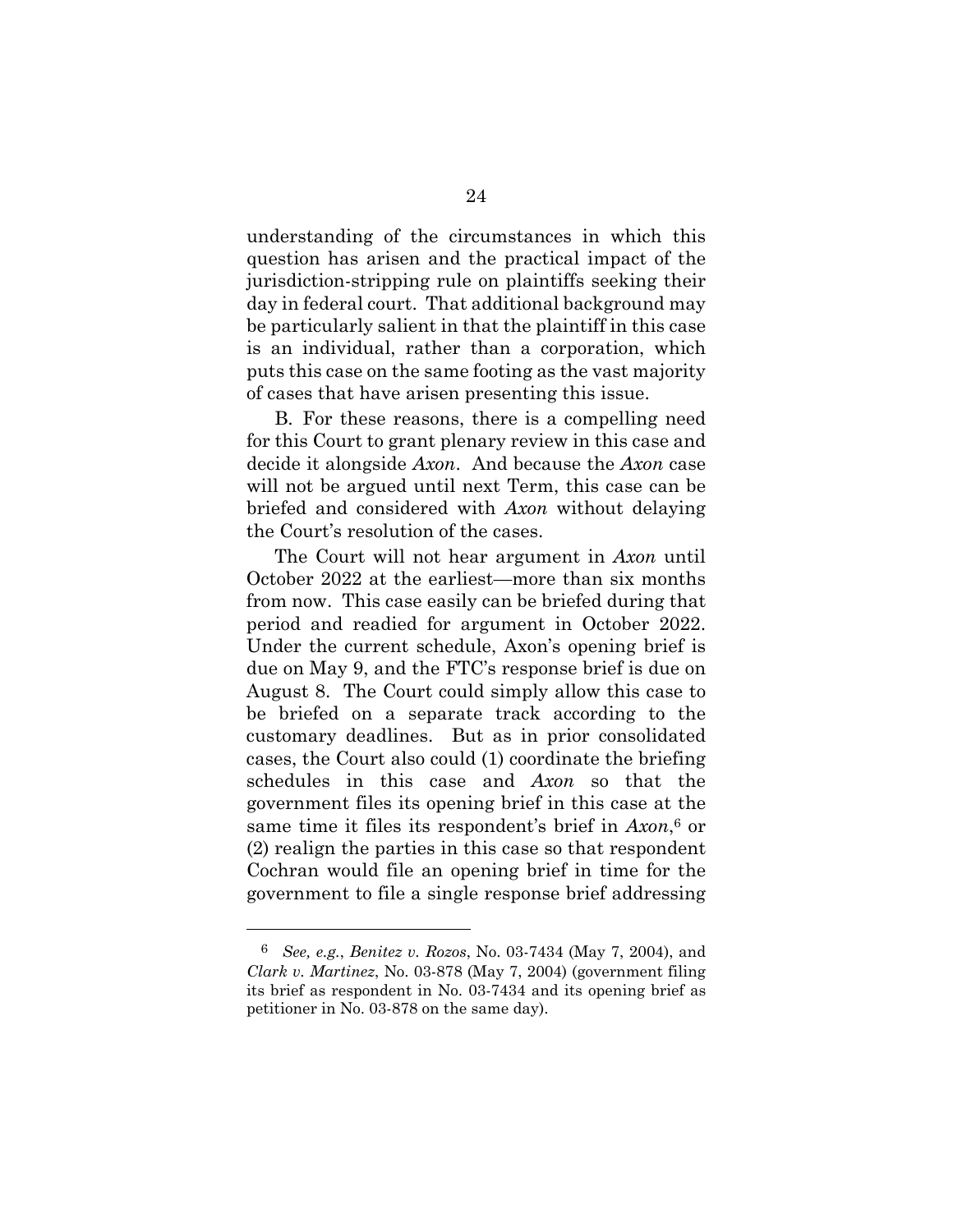understanding of the circumstances in which this question has arisen and the practical impact of the jurisdiction-stripping rule on plaintiffs seeking their day in federal court. That additional background may be particularly salient in that the plaintiff in this case is an individual, rather than a corporation, which puts this case on the same footing as the vast majority of cases that have arisen presenting this issue.

B. For these reasons, there is a compelling need for this Court to grant plenary review in this case and decide it alongside *Axon*. And because the *Axon* case will not be argued until next Term, this case can be briefed and considered with *Axon* without delaying the Court's resolution of the cases.

The Court will not hear argument in *Axon* until October 2022 at the earliest—more than six months from now. This case easily can be briefed during that period and readied for argument in October 2022. Under the current schedule, Axon's opening brief is due on May 9, and the FTC's response brief is due on August 8. The Court could simply allow this case to be briefed on a separate track according to the customary deadlines. But as in prior consolidated cases, the Court also could (1) coordinate the briefing schedules in this case and *Axon* so that the government files its opening brief in this case at the same time it files its respondent's brief in *Axon*,[6] or (2) realign the parties in this case so that respondent Cochran would file an opening brief in time for the government to file a single response brief addressing

---

[6] *See, e.g.*, *Benitez v. Rozos*, No. 03-7434 (May 7, 2004), and *Clark v. Martinez*, No. 03-878 (May 7, 2004) (government filing its brief as respondent in No. 03-7434 and its opening brief as petitioner in No. 03-878 on the same day).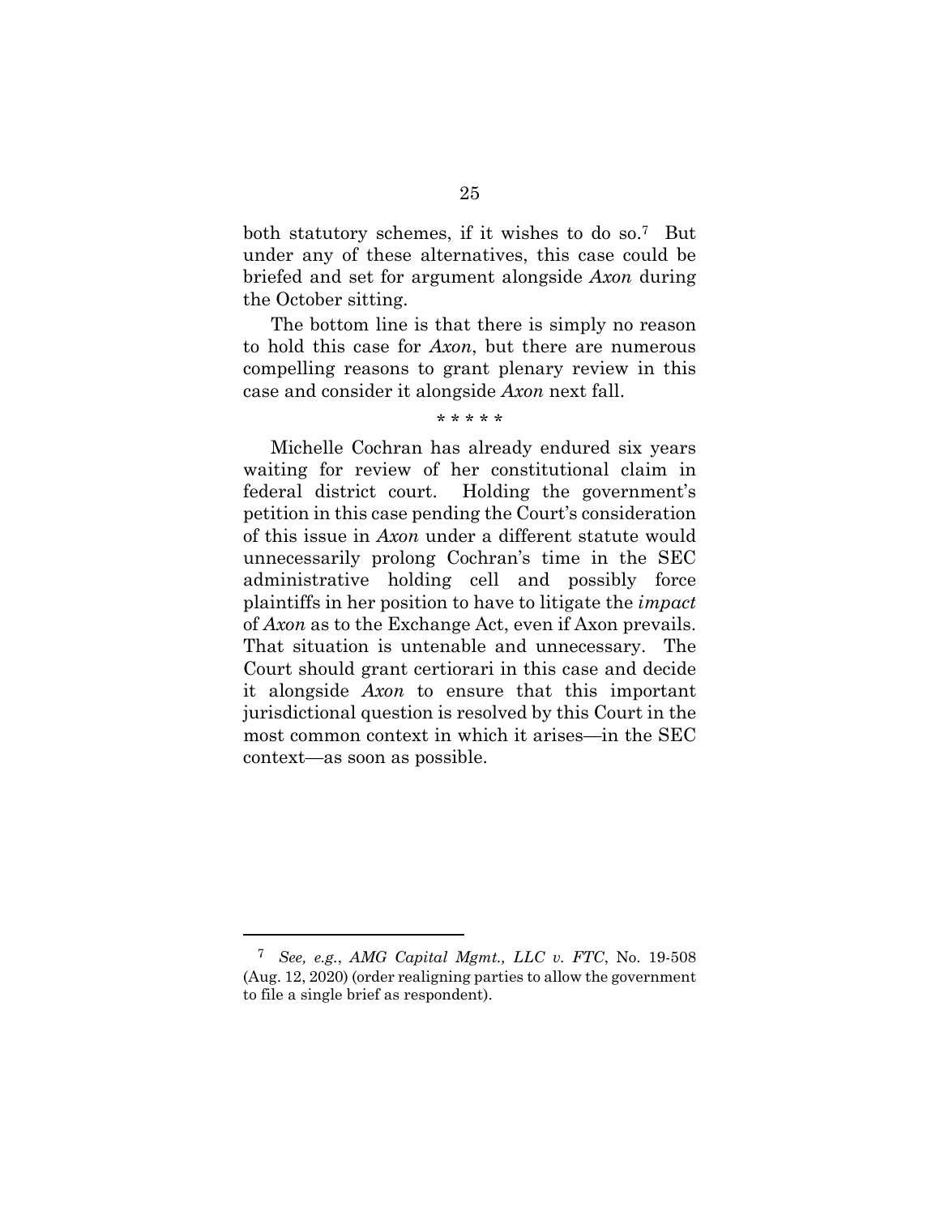both statutory schemes, if it wishes to do so.[7] But under any of these alternatives, this case could be briefed and set for argument alongside *Axon* during the October sitting.

The bottom line is that there is simply no reason to hold this case for *Axon*, but there are numerous compelling reasons to grant plenary review in this case and consider it alongside *Axon* next fall.

\* \* \* \* \*

Michelle Cochran has already endured six years waiting for review of her constitutional claim in federal district court. Holding the government's petition in this case pending the Court's consideration of this issue in *Axon* under a different statute would unnecessarily prolong Cochran's time in the SEC administrative holding cell and possibly force plaintiffs in her position to have to litigate the *impact* of *Axon* as to the Exchange Act, even if Axon prevails. That situation is untenable and unnecessary. The Court should grant certiorari in this case and decide it alongside *Axon* to ensure that this important jurisdictional question is resolved by this Court in the most common context in which it arises—in the SEC context—as soon as possible.

---

[7] *See, e.g.*, *AMG Capital Mgmt., LLC v. FTC*, No. 19-508 (Aug. 12, 2020) (order realigning parties to allow the government to file a single brief as respondent).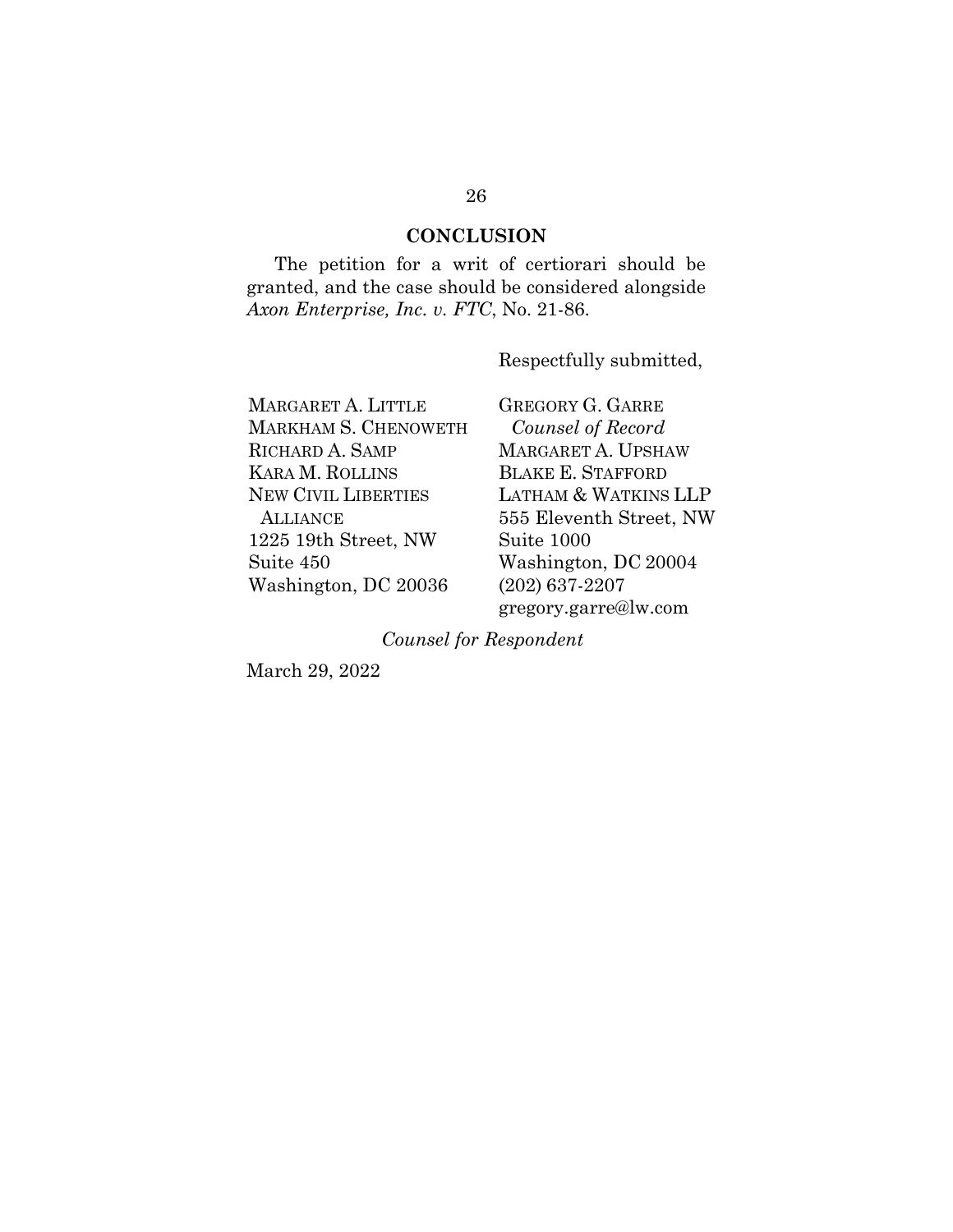## CONCLUSION

The petition for a writ of certiorari should be granted, and the case should be considered alongside *Axon Enterprise, Inc. v. FTC*, No. 21-86.

Respectfully submitted,

MARGARET A. LITTLE
MARKHAM S. CHENOWETH
RICHARD A. SAMP
KARA M. ROLLINS
NEW CIVIL LIBERTIES ALLIANCE
1225 19th Street, NW
Suite 450
Washington, DC 20036

GREGORY G. GARRE
*Counsel of Record*
MARGARET A. UPSHAW
BLAKE E. STAFFORD
LATHAM & WATKINS LLP
555 Eleventh Street, NW
Suite 1000
Washington, DC 20004
(202) 637-2207
gregory.garre@lw.com

*Counsel for Respondent*

March 29, 2022